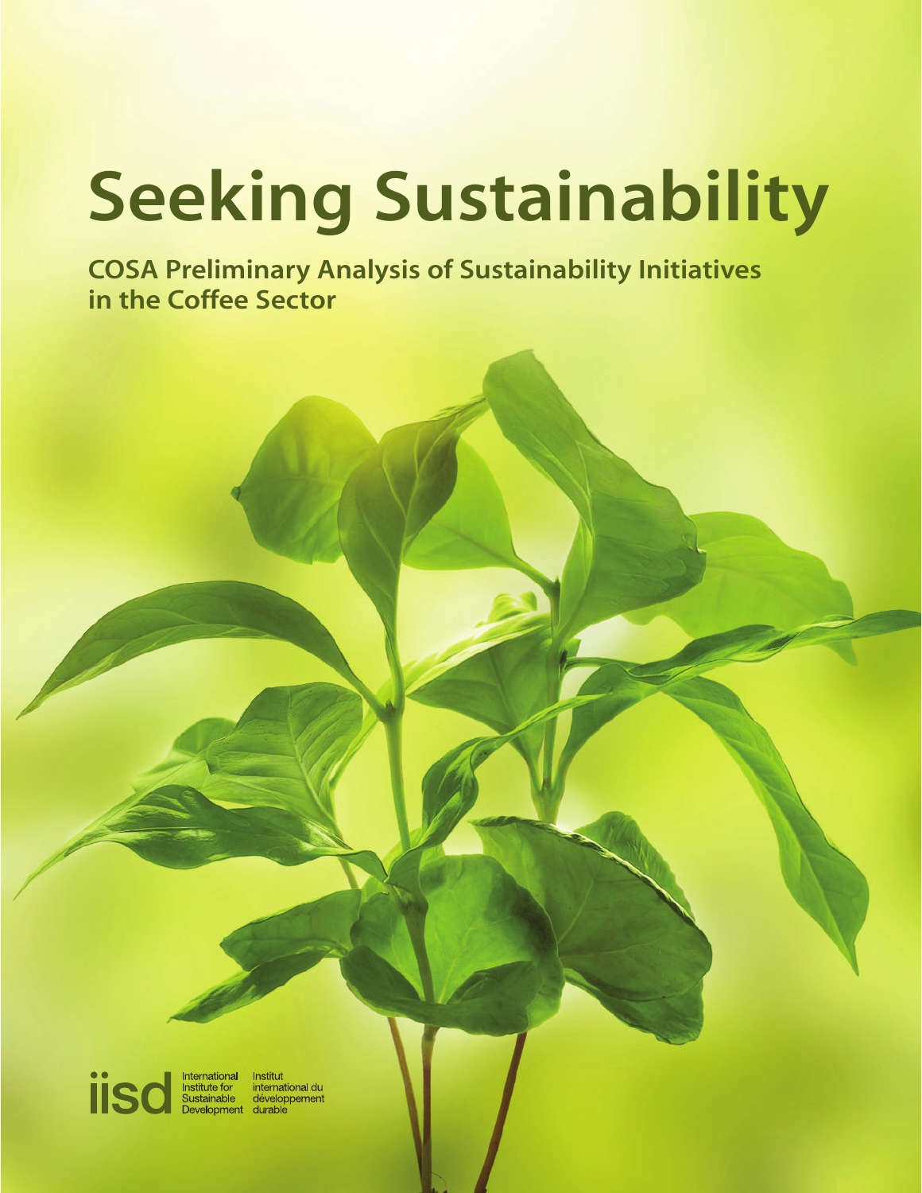# Seeking Sustainability

## COSA Preliminary Analysis of Sustainability Initiatives in the Coffee Sector

iisd International Institute for Sustainable Development | Institut international du développement durable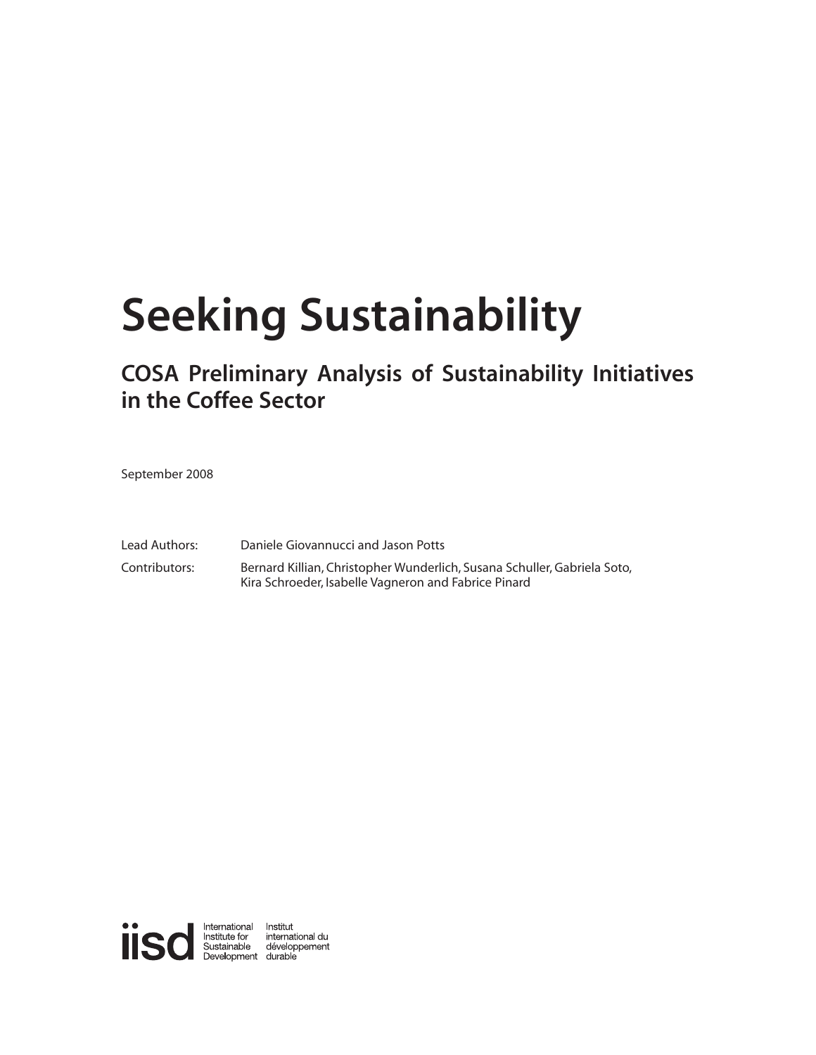# Seeking Sustainability

## COSA Preliminary Analysis of Sustainability Initiatives in the Coffee Sector

September 2008

Lead Authors: Daniele Giovannucci and Jason Potts

Contributors: Bernard Killian, Christopher Wunderlich, Susana Schuller, Gabriela Soto, Kira Schroeder, Isabelle Vagneron and Fabrice Pinard

iisd International Institute for Sustainable Development Institut international du développement durable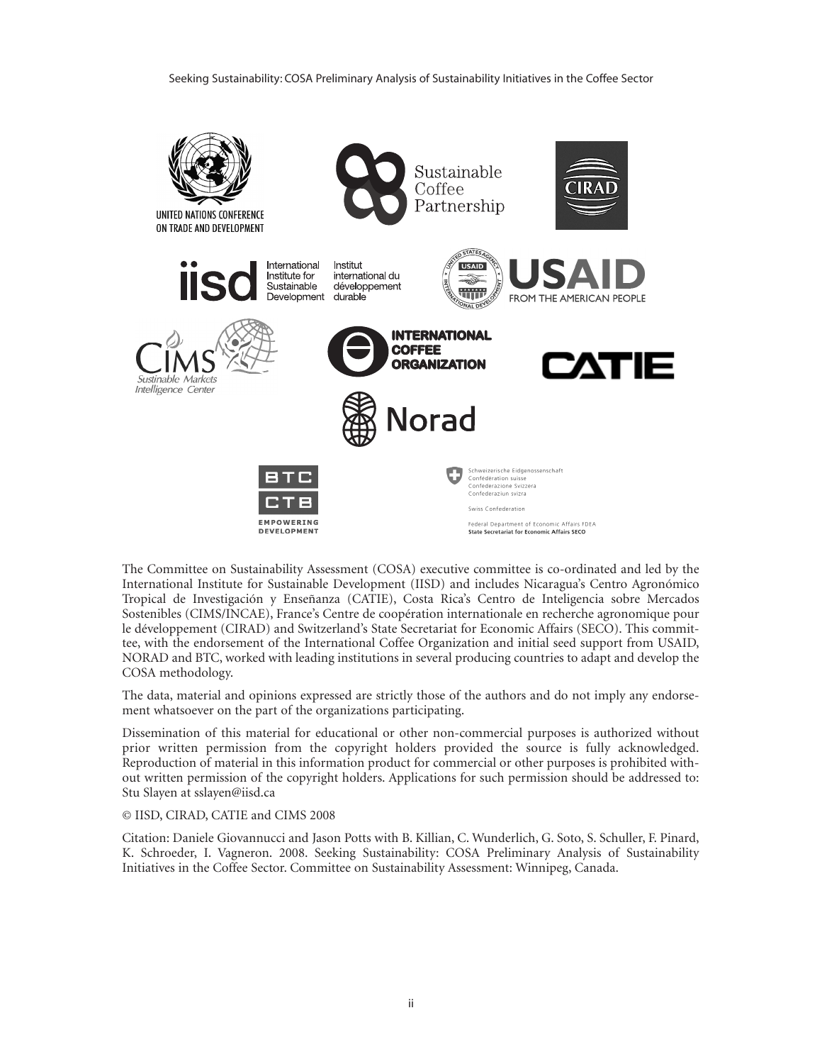The Committee on Sustainability Assessment (COSA) executive committee is co-ordinated and led by the International Institute for Sustainable Development (IISD) and includes Nicaragua's Centro Agronómico Tropical de Investigación y Enseñanza (CATIE), Costa Rica's Centro de Inteligencia sobre Mercados Sostenibles (CIMS/INCAE), France's Centre de coopération internationale en recherche agronomique pour le développement (CIRAD) and Switzerland's State Secretariat for Economic Affairs (SECO). This committee, with the endorsement of the International Coffee Organization and initial seed support from USAID, NORAD and BTC, worked with leading institutions in several producing countries to adapt and develop the COSA methodology.

The data, material and opinions expressed are strictly those of the authors and do not imply any endorsement whatsoever on the part of the organizations participating.

Dissemination of this material for educational or other non-commercial purposes is authorized without prior written permission from the copyright holders provided the source is fully acknowledged. Reproduction of material in this information product for commercial or other purposes is prohibited without written permission of the copyright holders. Applications for such permission should be addressed to: Stu Slayen at sslayen@iisd.ca

© IISD, CIRAD, CATIE and CIMS 2008

Citation: Daniele Giovannucci and Jason Potts with B. Killian, C. Wunderlich, G. Soto, S. Schuller, F. Pinard, K. Schroeder, I. Vagneron. 2008. Seeking Sustainability: COSA Preliminary Analysis of Sustainability Initiatives in the Coffee Sector. Committee on Sustainability Assessment: Winnipeg, Canada.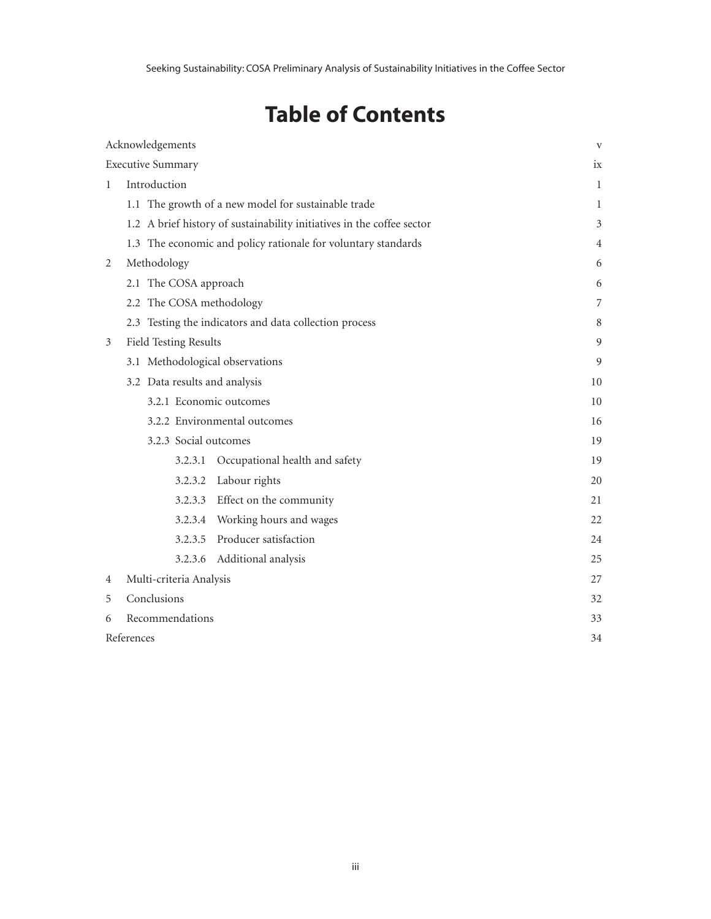# Table of Contents

| | |
|---|---|
| Acknowledgements | v |
| Executive Summary | ix |
| 1 Introduction | 1 |
| 1.1 The growth of a new model for sustainable trade | 1 |
| 1.2 A brief history of sustainability initiatives in the coffee sector | 3 |
| 1.3 The economic and policy rationale for voluntary standards | 4 |
| 2 Methodology | 6 |
| 2.1 The COSA approach | 6 |
| 2.2 The COSA methodology | 7 |
| 2.3 Testing the indicators and data collection process | 8 |
| 3 Field Testing Results | 9 |
| 3.1 Methodological observations | 9 |
| 3.2 Data results and analysis | 10 |
| 3.2.1 Economic outcomes | 10 |
| 3.2.2 Environmental outcomes | 16 |
| 3.2.3 Social outcomes | 19 |
| 3.2.3.1 Occupational health and safety | 19 |
| 3.2.3.2 Labour rights | 20 |
| 3.2.3.3 Effect on the community | 21 |
| 3.2.3.4 Working hours and wages | 22 |
| 3.2.3.5 Producer satisfaction | 24 |
| 3.2.3.6 Additional analysis | 25 |
| 4 Multi-criteria Analysis | 27 |
| 5 Conclusions | 32 |
| 6 Recommendations | 33 |
| References | 34 |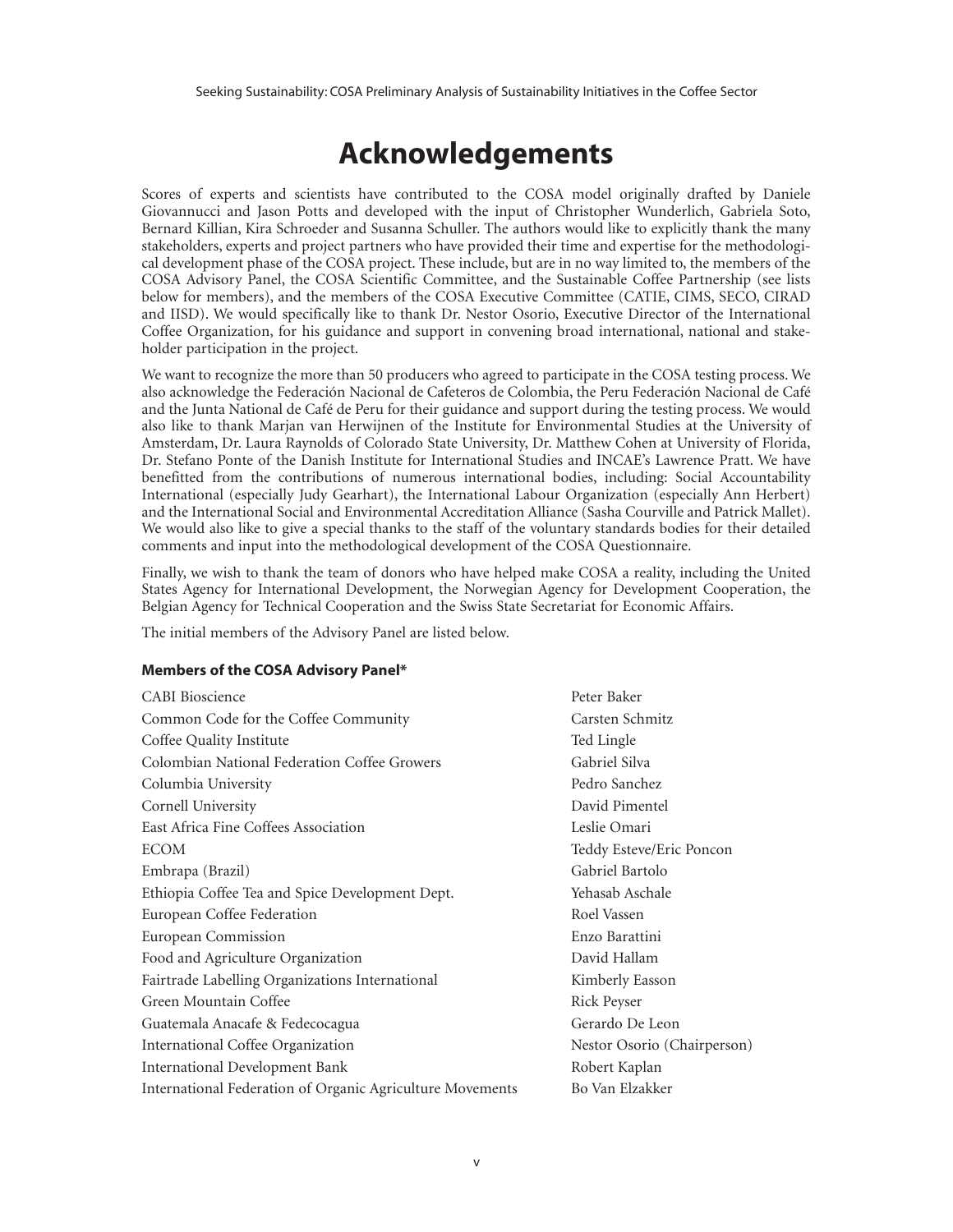# Acknowledgements

Scores of experts and scientists have contributed to the COSA model originally drafted by Daniele Giovannucci and Jason Potts and developed with the input of Christopher Wunderlich, Gabriela Soto, Bernard Killian, Kira Schroeder and Susanna Schuller. The authors would like to explicitly thank the many stakeholders, experts and project partners who have provided their time and expertise for the methodological development phase of the COSA project. These include, but are in no way limited to, the members of the COSA Advisory Panel, the COSA Scientific Committee, and the Sustainable Coffee Partnership (see lists below for members), and the members of the COSA Executive Committee (CATIE, CIMS, SECO, CIRAD and IISD). We would specifically like to thank Dr. Nestor Osorio, Executive Director of the International Coffee Organization, for his guidance and support in convening broad international, national and stakeholder participation in the project.

We want to recognize the more than 50 producers who agreed to participate in the COSA testing process. We also acknowledge the Federación Nacional de Cafeteros de Colombia, the Peru Federación Nacional de Café and the Junta National de Café de Peru for their guidance and support during the testing process. We would also like to thank Marjan van Herwijnen of the Institute for Environmental Studies at the University of Amsterdam, Dr. Laura Raynolds of Colorado State University, Dr. Matthew Cohen at University of Florida, Dr. Stefano Ponte of the Danish Institute for International Studies and INCAE's Lawrence Pratt. We have benefitted from the contributions of numerous international bodies, including: Social Accountability International (especially Judy Gearhart), the International Labour Organization (especially Ann Herbert) and the International Social and Environmental Accreditation Alliance (Sasha Courville and Patrick Mallet). We would also like to give a special thanks to the staff of the voluntary standards bodies for their detailed comments and input into the methodological development of the COSA Questionnaire.

Finally, we wish to thank the team of donors who have helped make COSA a reality, including the United States Agency for International Development, the Norwegian Agency for Development Cooperation, the Belgian Agency for Technical Cooperation and the Swiss State Secretariat for Economic Affairs.

The initial members of the Advisory Panel are listed below.

**Members of the COSA Advisory Panel***

| | |
|---|---|
| CABI Bioscience | Peter Baker |
| Common Code for the Coffee Community | Carsten Schmitz |
| Coffee Quality Institute | Ted Lingle |
| Colombian National Federation Coffee Growers | Gabriel Silva |
| Columbia University | Pedro Sanchez |
| Cornell University | David Pimentel |
| East Africa Fine Coffees Association | Leslie Omari |
| ECOM | Teddy Esteve/Eric Poncon |
| Embrapa (Brazil) | Gabriel Bartolo |
| Ethiopia Coffee Tea and Spice Development Dept. | Yehasab Aschale |
| European Coffee Federation | Roel Vassen |
| European Commission | Enzo Barattini |
| Food and Agriculture Organization | David Hallam |
| Fairtrade Labelling Organizations International | Kimberly Easson |
| Green Mountain Coffee | Rick Peyser |
| Guatemala Anacafe & Fedecocagua | Gerardo De Leon |
| International Coffee Organization | Nestor Osorio (Chairperson) |
| International Development Bank | Robert Kaplan |
| International Federation of Organic Agriculture Movements | Bo Van Elzakker |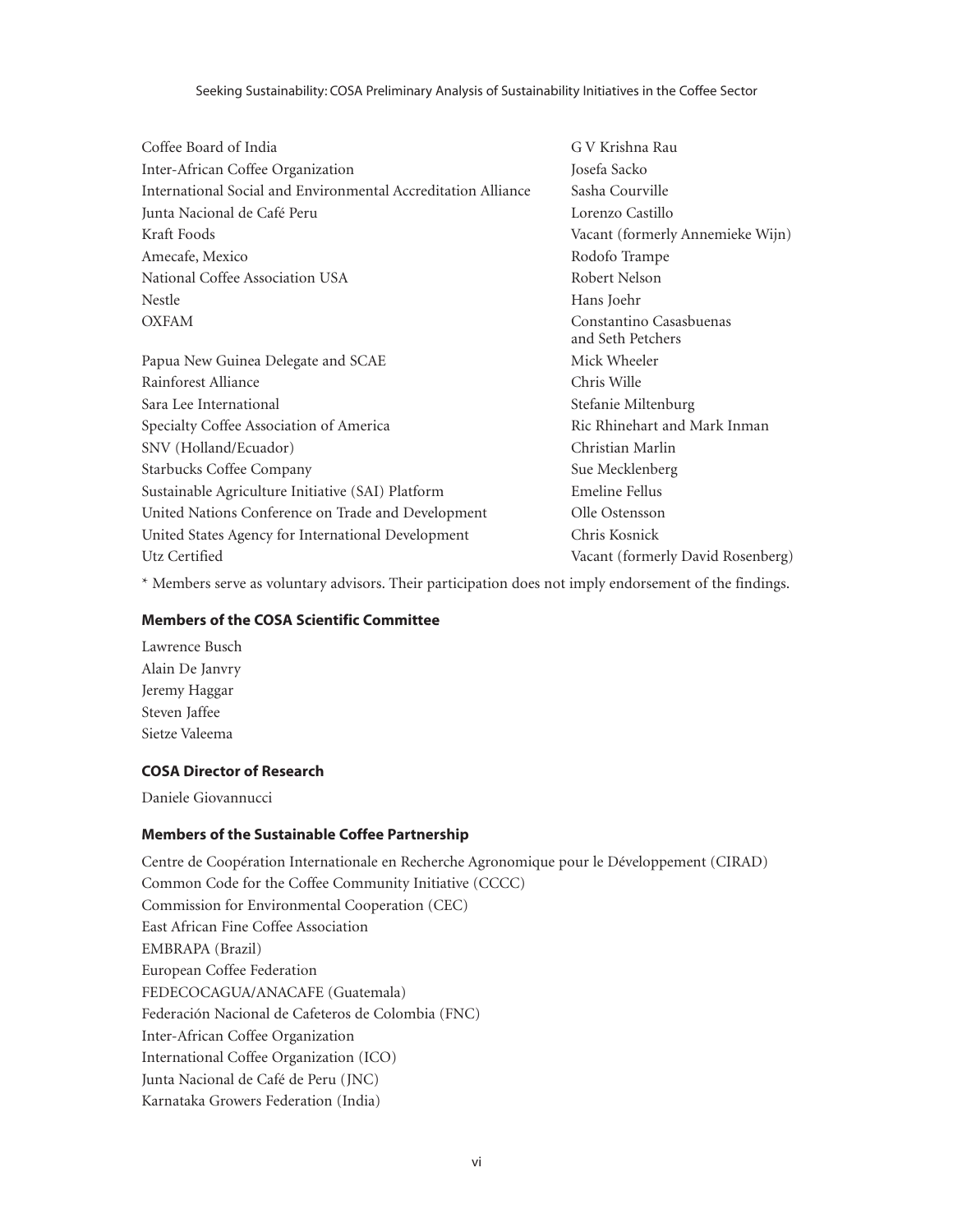| | |
|---|---|
| Coffee Board of India | G V Krishna Rau |
| Inter-African Coffee Organization | Josefa Sacko |
| International Social and Environmental Accreditation Alliance | Sasha Courville |
| Junta Nacional de Café Peru | Lorenzo Castillo |
| Kraft Foods | Vacant (formerly Annemieke Wijn) |
| Amecafe, Mexico | Rodofo Trampe |
| National Coffee Association USA | Robert Nelson |
| Nestle | Hans Joehr |
| OXFAM | Constantino Casasbuenas and Seth Petchers |
| Papua New Guinea Delegate and SCAE | Mick Wheeler |
| Rainforest Alliance | Chris Wille |
| Sara Lee International | Stefanie Miltenburg |
| Specialty Coffee Association of America | Ric Rhinehart and Mark Inman |
| SNV (Holland/Ecuador) | Christian Marlin |
| Starbucks Coffee Company | Sue Mecklenberg |
| Sustainable Agriculture Initiative (SAI) Platform | Emeline Fellus |
| United Nations Conference on Trade and Development | Olle Ostensson |
| United States Agency for International Development | Chris Kosnick |
| Utz Certified | Vacant (formerly David Rosenberg) |

* Members serve as voluntary advisors. Their participation does not imply endorsement of the findings.

### Members of the COSA Scientific Committee

Lawrence Busch
Alain De Janvry
Jeremy Haggar
Steven Jaffee
Sietze Valeema

### COSA Director of Research

Daniele Giovannucci

### Members of the Sustainable Coffee Partnership

Centre de Coopération Internationale en Recherche Agronomique pour le Développement (CIRAD)
Common Code for the Coffee Community Initiative (CCCC)
Commission for Environmental Cooperation (CEC)
East African Fine Coffee Association
EMBRAPA (Brazil)
European Coffee Federation
FEDECOCAGUA/ANACAFE (Guatemala)
Federación Nacional de Cafeteros de Colombia (FNC)
Inter-African Coffee Organization
International Coffee Organization (ICO)
Junta Nacional de Café de Peru (JNC)
Karnataka Growers Federation (India)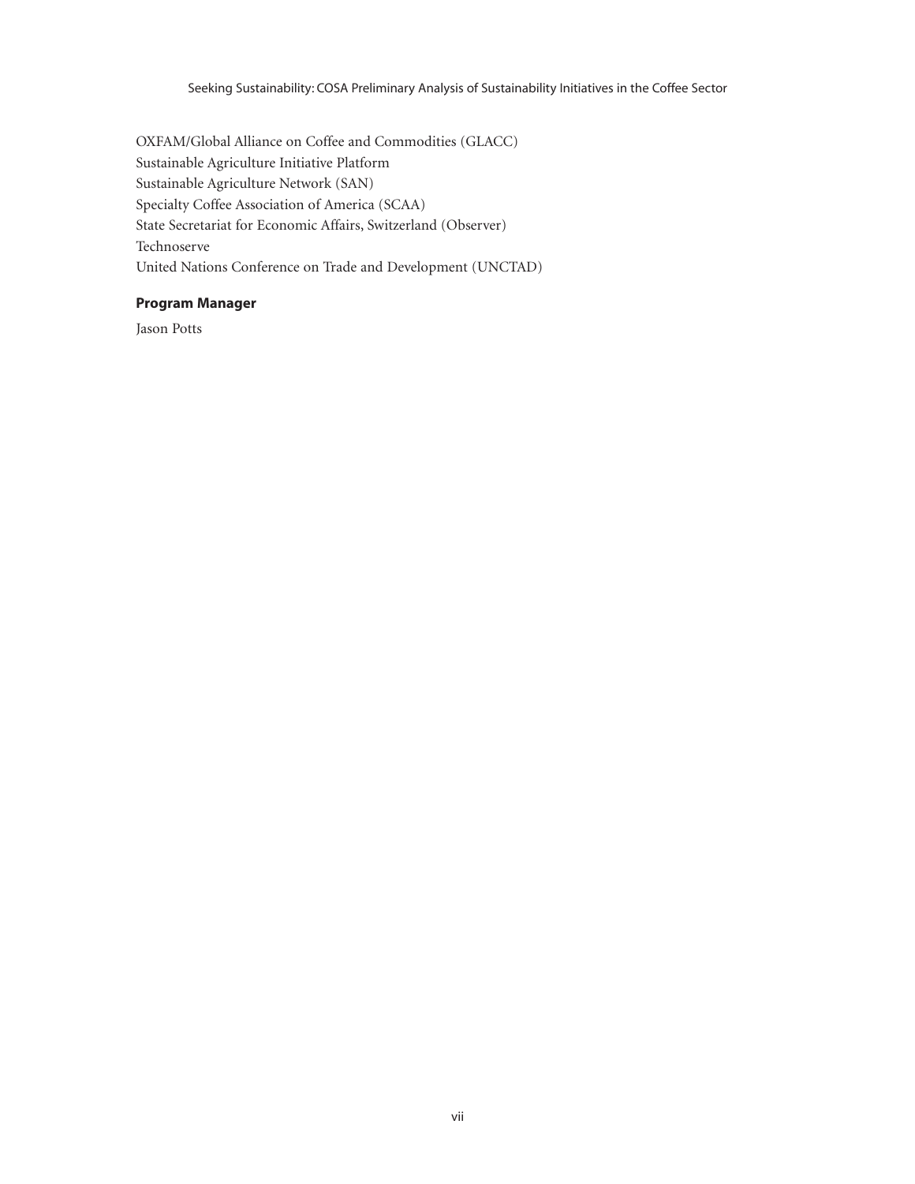OXFAM/Global Alliance on Coffee and Commodities (GLACC)
Sustainable Agriculture Initiative Platform
Sustainable Agriculture Network (SAN)
Specialty Coffee Association of America (SCAA)
State Secretariat for Economic Affairs, Switzerland (Observer)
Technoserve
United Nations Conference on Trade and Development (UNCTAD)

**Program Manager**

Jason Potts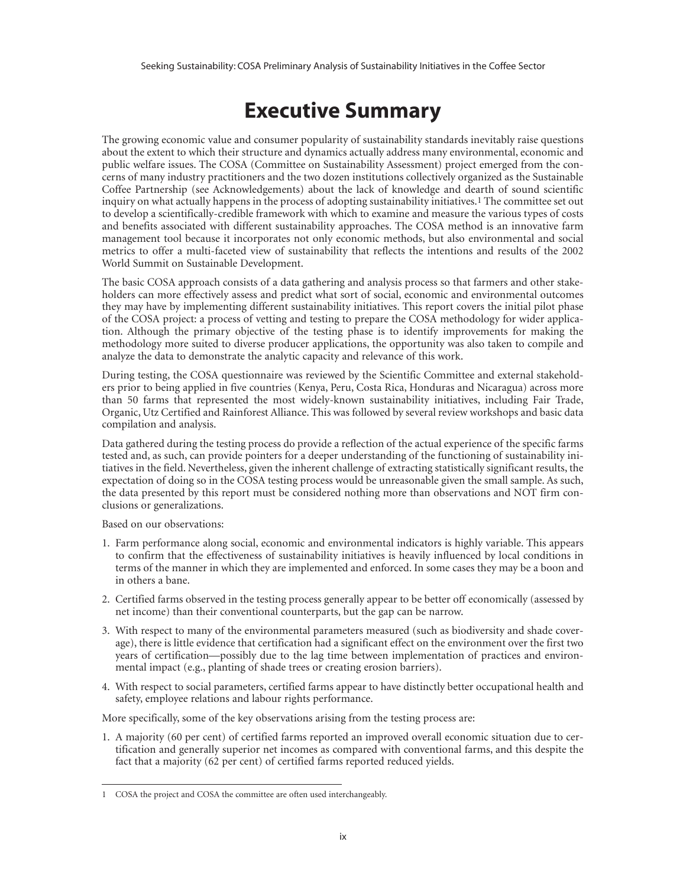# Executive Summary

The growing economic value and consumer popularity of sustainability standards inevitably raise questions about the extent to which their structure and dynamics actually address many environmental, economic and public welfare issues. The COSA (Committee on Sustainability Assessment) project emerged from the concerns of many industry practitioners and the two dozen institutions collectively organized as the Sustainable Coffee Partnership (see Acknowledgements) about the lack of knowledge and dearth of sound scientific inquiry on what actually happens in the process of adopting sustainability initiatives.[1] The committee set out to develop a scientifically-credible framework with which to examine and measure the various types of costs and benefits associated with different sustainability approaches. The COSA method is an innovative farm management tool because it incorporates not only economic methods, but also environmental and social metrics to offer a multi-faceted view of sustainability that reflects the intentions and results of the 2002 World Summit on Sustainable Development.

The basic COSA approach consists of a data gathering and analysis process so that farmers and other stakeholders can more effectively assess and predict what sort of social, economic and environmental outcomes they may have by implementing different sustainability initiatives. This report covers the initial pilot phase of the COSA project: a process of vetting and testing to prepare the COSA methodology for wider application. Although the primary objective of the testing phase is to identify improvements for making the methodology more suited to diverse producer applications, the opportunity was also taken to compile and analyze the data to demonstrate the analytic capacity and relevance of this work.

During testing, the COSA questionnaire was reviewed by the Scientific Committee and external stakeholders prior to being applied in five countries (Kenya, Peru, Costa Rica, Honduras and Nicaragua) across more than 50 farms that represented the most widely-known sustainability initiatives, including Fair Trade, Organic, Utz Certified and Rainforest Alliance. This was followed by several review workshops and basic data compilation and analysis.

Data gathered during the testing process do provide a reflection of the actual experience of the specific farms tested and, as such, can provide pointers for a deeper understanding of the functioning of sustainability initiatives in the field. Nevertheless, given the inherent challenge of extracting statistically significant results, the expectation of doing so in the COSA testing process would be unreasonable given the small sample. As such, the data presented by this report must be considered nothing more than observations and NOT firm conclusions or generalizations.

Based on our observations:

1. Farm performance along social, economic and environmental indicators is highly variable. This appears to confirm that the effectiveness of sustainability initiatives is heavily influenced by local conditions in terms of the manner in which they are implemented and enforced. In some cases they may be a boon and in others a bane.
2. Certified farms observed in the testing process generally appear to be better off economically (assessed by net income) than their conventional counterparts, but the gap can be narrow.
3. With respect to many of the environmental parameters measured (such as biodiversity and shade coverage), there is little evidence that certification had a significant effect on the environment over the first two years of certification—possibly due to the lag time between implementation of practices and environmental impact (e.g., planting of shade trees or creating erosion barriers).
4. With respect to social parameters, certified farms appear to have distinctly better occupational health and safety, employee relations and labour rights performance.

More specifically, some of the key observations arising from the testing process are:

1. A majority (60 per cent) of certified farms reported an improved overall economic situation due to certification and generally superior net incomes as compared with conventional farms, and this despite the fact that a majority (62 per cent) of certified farms reported reduced yields.

---

[1] COSA the project and COSA the committee are often used interchangeably.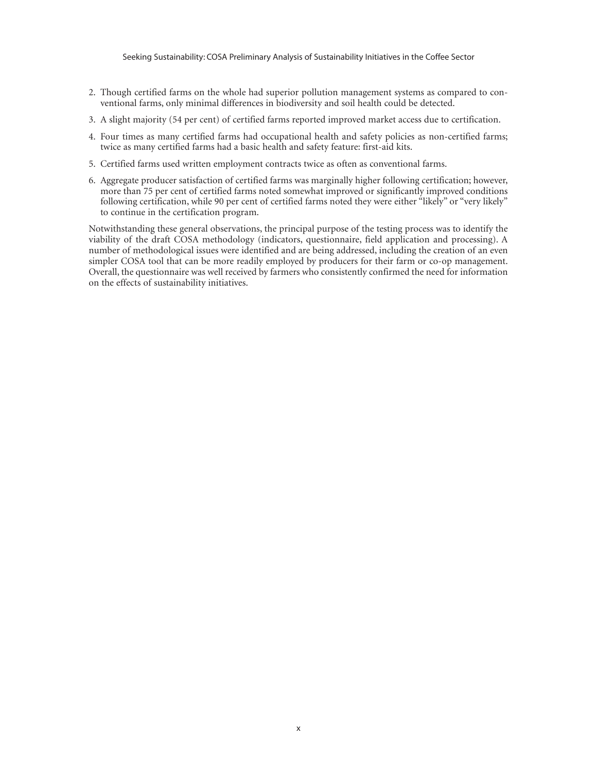2. Though certified farms on the whole had superior pollution management systems as compared to conventional farms, only minimal differences in biodiversity and soil health could be detected.
3. A slight majority (54 per cent) of certified farms reported improved market access due to certification.
4. Four times as many certified farms had occupational health and safety policies as non-certified farms; twice as many certified farms had a basic health and safety feature: first-aid kits.
5. Certified farms used written employment contracts twice as often as conventional farms.
6. Aggregate producer satisfaction of certified farms was marginally higher following certification; however, more than 75 per cent of certified farms noted somewhat improved or significantly improved conditions following certification, while 90 per cent of certified farms noted they were either "likely" or "very likely" to continue in the certification program.

Notwithstanding these general observations, the principal purpose of the testing process was to identify the viability of the draft COSA methodology (indicators, questionnaire, field application and processing). A number of methodological issues were identified and are being addressed, including the creation of an even simpler COSA tool that can be more readily employed by producers for their farm or co-op management. Overall, the questionnaire was well received by farmers who consistently confirmed the need for information on the effects of sustainability initiatives.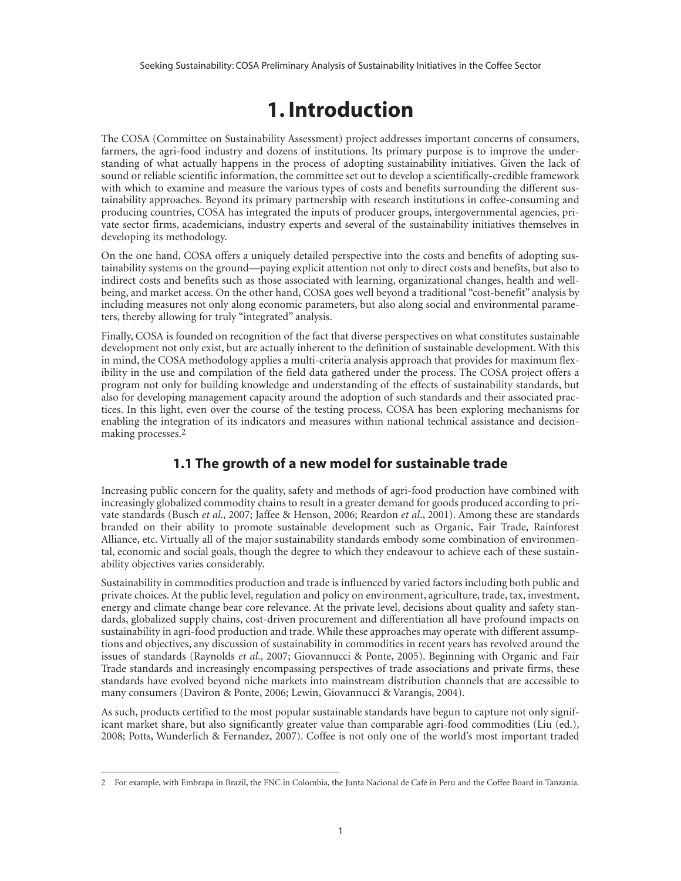# 1. Introduction

The COSA (Committee on Sustainability Assessment) project addresses important concerns of consumers, farmers, the agri-food industry and dozens of institutions. Its primary purpose is to improve the understanding of what actually happens in the process of adopting sustainability initiatives. Given the lack of sound or reliable scientific information, the committee set out to develop a scientifically-credible framework with which to examine and measure the various types of costs and benefits surrounding the different sustainability approaches. Beyond its primary partnership with research institutions in coffee-consuming and producing countries, COSA has integrated the inputs of producer groups, intergovernmental agencies, private sector firms, academicians, industry experts and several of the sustainability initiatives themselves in developing its methodology.

On the one hand, COSA offers a uniquely detailed perspective into the costs and benefits of adopting sustainability systems on the ground—paying explicit attention not only to direct costs and benefits, but also to indirect costs and benefits such as those associated with learning, organizational changes, health and well-being, and market access. On the other hand, COSA goes well beyond a traditional "cost-benefit" analysis by including measures not only along economic parameters, but also along social and environmental parameters, thereby allowing for truly "integrated" analysis.

Finally, COSA is founded on recognition of the fact that diverse perspectives on what constitutes sustainable development not only exist, but are actually inherent to the definition of sustainable development. With this in mind, the COSA methodology applies a multi-criteria analysis approach that provides for maximum flexibility in the use and compilation of the field data gathered under the process. The COSA project offers a program not only for building knowledge and understanding of the effects of sustainability standards, but also for developing management capacity around the adoption of such standards and their associated practices. In this light, even over the course of the testing process, COSA has been exploring mechanisms for enabling the integration of its indicators and measures within national technical assistance and decision-making processes.[2]

## 1.1 The growth of a new model for sustainable trade

Increasing public concern for the quality, safety and methods of agri-food production have combined with increasingly globalized commodity chains to result in a greater demand for goods produced according to private standards (Busch *et al.*, 2007; Jaffee & Henson, 2006; Reardon *et al.*, 2001). Among these are standards branded on their ability to promote sustainable development such as Organic, Fair Trade, Rainforest Alliance, etc. Virtually all of the major sustainability standards embody some combination of environmental, economic and social goals, though the degree to which they endeavour to achieve each of these sustainability objectives varies considerably.

Sustainability in commodities production and trade is influenced by varied factors including both public and private choices. At the public level, regulation and policy on environment, agriculture, trade, tax, investment, energy and climate change bear core relevance. At the private level, decisions about quality and safety standards, globalized supply chains, cost-driven procurement and differentiation all have profound impacts on sustainability in agri-food production and trade. While these approaches may operate with different assumptions and objectives, any discussion of sustainability in commodities in recent years has revolved around the issues of standards (Raynolds *et al.*, 2007; Giovannucci & Ponte, 2005). Beginning with Organic and Fair Trade standards and increasingly encompassing perspectives of trade associations and private firms, these standards have evolved beyond niche markets into mainstream distribution channels that are accessible to many consumers (Daviron & Ponte, 2006; Lewin, Giovannucci & Varangis, 2004).

As such, products certified to the most popular sustainable standards have begun to capture not only significant market share, but also significantly greater value than comparable agri-food commodities (Liu (ed.), 2008; Potts, Wunderlich & Fernandez, 2007). Coffee is not only one of the world's most important traded

---

2 For example, with Embrapa in Brazil, the FNC in Colombia, the Junta Nacional de Café in Peru and the Coffee Board in Tanzania.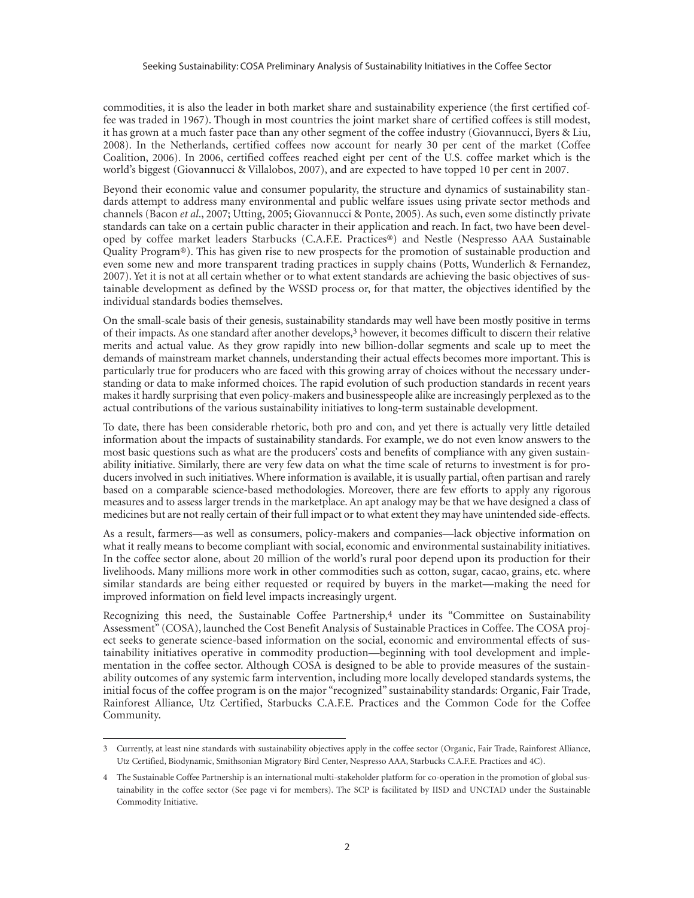commodities, it is also the leader in both market share and sustainability experience (the first certified coffee was traded in 1967). Though in most countries the joint market share of certified coffees is still modest, it has grown at a much faster pace than any other segment of the coffee industry (Giovannucci, Byers & Liu, 2008). In the Netherlands, certified coffees now account for nearly 30 per cent of the market (Coffee Coalition, 2006). In 2006, certified coffees reached eight per cent of the U.S. coffee market which is the world's biggest (Giovannucci & Villalobos, 2007), and are expected to have topped 10 per cent in 2007.

Beyond their economic value and consumer popularity, the structure and dynamics of sustainability standards attempt to address many environmental and public welfare issues using private sector methods and channels (Bacon *et al.*, 2007; Utting, 2005; Giovannucci & Ponte, 2005). As such, even some distinctly private standards can take on a certain public character in their application and reach. In fact, two have been developed by coffee market leaders Starbucks (C.A.F.E. Practices®) and Nestle (Nespresso AAA Sustainable Quality Program®). This has given rise to new prospects for the promotion of sustainable production and even some new and more transparent trading practices in supply chains (Potts, Wunderlich & Fernandez, 2007). Yet it is not at all certain whether or to what extent standards are achieving the basic objectives of sustainable development as defined by the WSSD process or, for that matter, the objectives identified by the individual standards bodies themselves.

On the small-scale basis of their genesis, sustainability standards may well have been mostly positive in terms of their impacts. As one standard after another develops,[3] however, it becomes difficult to discern their relative merits and actual value. As they grow rapidly into new billion-dollar segments and scale up to meet the demands of mainstream market channels, understanding their actual effects becomes more important. This is particularly true for producers who are faced with this growing array of choices without the necessary understanding or data to make informed choices. The rapid evolution of such production standards in recent years makes it hardly surprising that even policy-makers and businesspeople alike are increasingly perplexed as to the actual contributions of the various sustainability initiatives to long-term sustainable development.

To date, there has been considerable rhetoric, both pro and con, and yet there is actually very little detailed information about the impacts of sustainability standards. For example, we do not even know answers to the most basic questions such as what are the producers' costs and benefits of compliance with any given sustainability initiative. Similarly, there are very few data on what the time scale of returns to investment is for producers involved in such initiatives. Where information is available, it is usually partial, often partisan and rarely based on a comparable science-based methodologies. Moreover, there are few efforts to apply any rigorous measures and to assess larger trends in the marketplace. An apt analogy may be that we have designed a class of medicines but are not really certain of their full impact or to what extent they may have unintended side-effects.

As a result, farmers—as well as consumers, policy-makers and companies—lack objective information on what it really means to become compliant with social, economic and environmental sustainability initiatives. In the coffee sector alone, about 20 million of the world's rural poor depend upon its production for their livelihoods. Many millions more work in other commodities such as cotton, sugar, cacao, grains, etc. where similar standards are being either requested or required by buyers in the market—making the need for improved information on field level impacts increasingly urgent.

Recognizing this need, the Sustainable Coffee Partnership,[4] under its "Committee on Sustainability Assessment" (COSA), launched the Cost Benefit Analysis of Sustainable Practices in Coffee. The COSA project seeks to generate science-based information on the social, economic and environmental effects of sustainability initiatives operative in commodity production—beginning with tool development and implementation in the coffee sector. Although COSA is designed to be able to provide measures of the sustainability outcomes of any systemic farm intervention, including more locally developed standards systems, the initial focus of the coffee program is on the major "recognized" sustainability standards: Organic, Fair Trade, Rainforest Alliance, Utz Certified, Starbucks C.A.F.E. Practices and the Common Code for the Coffee Community.

---

3 Currently, at least nine standards with sustainability objectives apply in the coffee sector (Organic, Fair Trade, Rainforest Alliance, Utz Certified, Biodynamic, Smithsonian Migratory Bird Center, Nespresso AAA, Starbucks C.A.F.E. Practices and 4C).

4 The Sustainable Coffee Partnership is an international multi-stakeholder platform for co-operation in the promotion of global sustainability in the coffee sector (See page vi for members). The SCP is facilitated by IISD and UNCTAD under the Sustainable Commodity Initiative.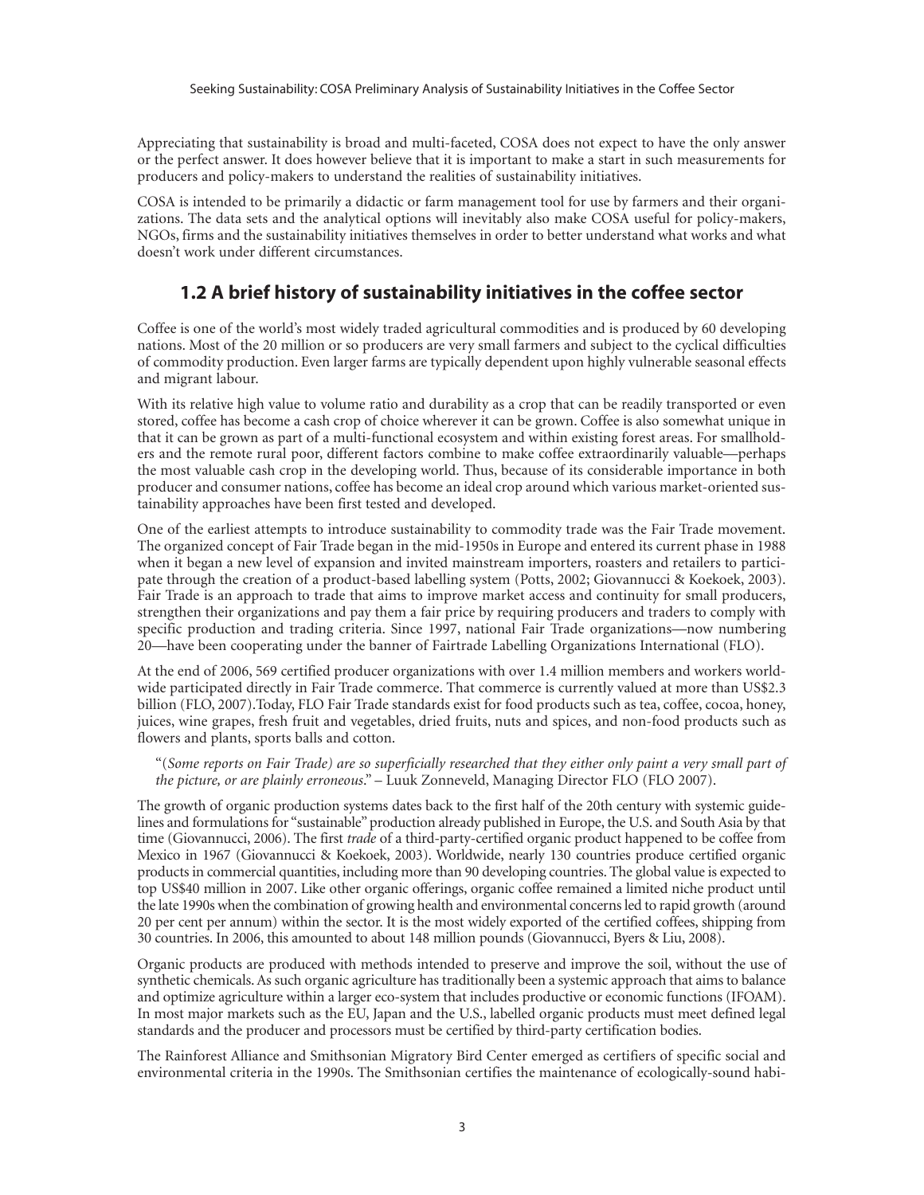Appreciating that sustainability is broad and multi-faceted, COSA does not expect to have the only answer or the perfect answer. It does however believe that it is important to make a start in such measurements for producers and policy-makers to understand the realities of sustainability initiatives.

COSA is intended to be primarily a didactic or farm management tool for use by farmers and their organizations. The data sets and the analytical options will inevitably also make COSA useful for policy-makers, NGOs, firms and the sustainability initiatives themselves in order to better understand what works and what doesn't work under different circumstances.

## 1.2 A brief history of sustainability initiatives in the coffee sector

Coffee is one of the world's most widely traded agricultural commodities and is produced by 60 developing nations. Most of the 20 million or so producers are very small farmers and subject to the cyclical difficulties of commodity production. Even larger farms are typically dependent upon highly vulnerable seasonal effects and migrant labour.

With its relative high value to volume ratio and durability as a crop that can be readily transported or even stored, coffee has become a cash crop of choice wherever it can be grown. Coffee is also somewhat unique in that it can be grown as part of a multi-functional ecosystem and within existing forest areas. For smallholders and the remote rural poor, different factors combine to make coffee extraordinarily valuable—perhaps the most valuable cash crop in the developing world. Thus, because of its considerable importance in both producer and consumer nations, coffee has become an ideal crop around which various market-oriented sustainability approaches have been first tested and developed.

One of the earliest attempts to introduce sustainability to commodity trade was the Fair Trade movement. The organized concept of Fair Trade began in the mid-1950s in Europe and entered its current phase in 1988 when it began a new level of expansion and invited mainstream importers, roasters and retailers to participate through the creation of a product-based labelling system (Potts, 2002; Giovannucci & Koekoek, 2003). Fair Trade is an approach to trade that aims to improve market access and continuity for small producers, strengthen their organizations and pay them a fair price by requiring producers and traders to comply with specific production and trading criteria. Since 1997, national Fair Trade organizations—now numbering 20—have been cooperating under the banner of Fairtrade Labelling Organizations International (FLO).

At the end of 2006, 569 certified producer organizations with over 1.4 million members and workers worldwide participated directly in Fair Trade commerce. That commerce is currently valued at more than US$2.3 billion (FLO, 2007).Today, FLO Fair Trade standards exist for food products such as tea, coffee, cocoa, honey, juices, wine grapes, fresh fruit and vegetables, dried fruits, nuts and spices, and non-food products such as flowers and plants, sports balls and cotton.

"(*Some reports on Fair Trade) are so superficially researched that they either only paint a very small part of the picture, or are plainly erroneous*." – Luuk Zonneveld, Managing Director FLO (FLO 2007).

The growth of organic production systems dates back to the first half of the 20th century with systemic guidelines and formulations for "sustainable" production already published in Europe, the U.S. and South Asia by that time (Giovannucci, 2006). The first *trade* of a third-party-certified organic product happened to be coffee from Mexico in 1967 (Giovannucci & Koekoek, 2003). Worldwide, nearly 130 countries produce certified organic products in commercial quantities, including more than 90 developing countries. The global value is expected to top US$40 million in 2007. Like other organic offerings, organic coffee remained a limited niche product until the late 1990s when the combination of growing health and environmental concerns led to rapid growth (around 20 per cent per annum) within the sector. It is the most widely exported of the certified coffees, shipping from 30 countries. In 2006, this amounted to about 148 million pounds (Giovannucci, Byers & Liu, 2008).

Organic products are produced with methods intended to preserve and improve the soil, without the use of synthetic chemicals. As such organic agriculture has traditionally been a systemic approach that aims to balance and optimize agriculture within a larger eco-system that includes productive or economic functions (IFOAM). In most major markets such as the EU, Japan and the U.S., labelled organic products must meet defined legal standards and the producer and processors must be certified by third-party certification bodies.

The Rainforest Alliance and Smithsonian Migratory Bird Center emerged as certifiers of specific social and environmental criteria in the 1990s. The Smithsonian certifies the maintenance of ecologically-sound habi-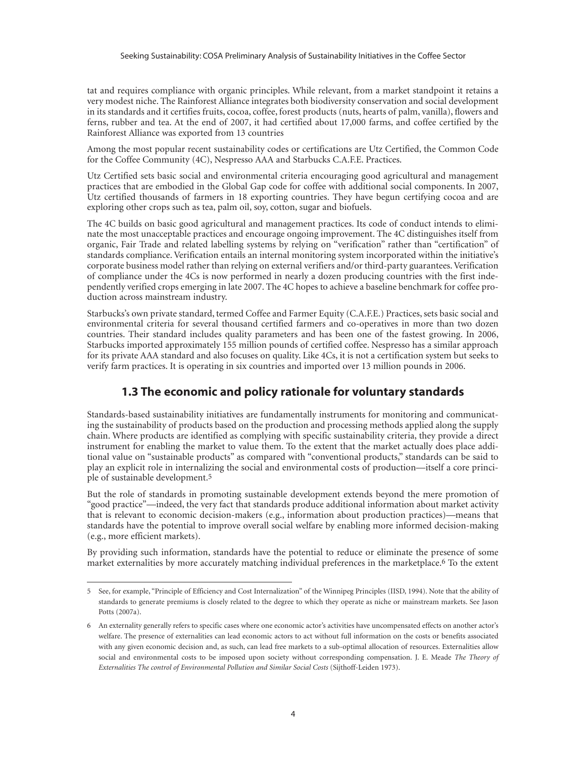tat and requires compliance with organic principles. While relevant, from a market standpoint it retains a very modest niche. The Rainforest Alliance integrates both biodiversity conservation and social development in its standards and it certifies fruits, cocoa, coffee, forest products (nuts, hearts of palm, vanilla), flowers and ferns, rubber and tea. At the end of 2007, it had certified about 17,000 farms, and coffee certified by the Rainforest Alliance was exported from 13 countries

Among the most popular recent sustainability codes or certifications are Utz Certified, the Common Code for the Coffee Community (4C), Nespresso AAA and Starbucks C.A.F.E. Practices.

Utz Certified sets basic social and environmental criteria encouraging good agricultural and management practices that are embodied in the Global Gap code for coffee with additional social components. In 2007, Utz certified thousands of farmers in 18 exporting countries. They have begun certifying cocoa and are exploring other crops such as tea, palm oil, soy, cotton, sugar and biofuels.

The 4C builds on basic good agricultural and management practices. Its code of conduct intends to eliminate the most unacceptable practices and encourage ongoing improvement. The 4C distinguishes itself from organic, Fair Trade and related labelling systems by relying on "verification" rather than "certification" of standards compliance. Verification entails an internal monitoring system incorporated within the initiative's corporate business model rather than relying on external verifiers and/or third-party guarantees. Verification of compliance under the 4Cs is now performed in nearly a dozen producing countries with the first independently verified crops emerging in late 2007. The 4C hopes to achieve a baseline benchmark for coffee production across mainstream industry.

Starbucks's own private standard, termed Coffee and Farmer Equity (C.A.F.E.) Practices, sets basic social and environmental criteria for several thousand certified farmers and co-operatives in more than two dozen countries. Their standard includes quality parameters and has been one of the fastest growing. In 2006, Starbucks imported approximately 155 million pounds of certified coffee. Nespresso has a similar approach for its private AAA standard and also focuses on quality. Like 4Cs, it is not a certification system but seeks to verify farm practices. It is operating in six countries and imported over 13 million pounds in 2006.

## 1.3 The economic and policy rationale for voluntary standards

Standards-based sustainability initiatives are fundamentally instruments for monitoring and communicating the sustainability of products based on the production and processing methods applied along the supply chain. Where products are identified as complying with specific sustainability criteria, they provide a direct instrument for enabling the market to value them. To the extent that the market actually does place additional value on "sustainable products" as compared with "conventional products," standards can be said to play an explicit role in internalizing the social and environmental costs of production—itself a core principle of sustainable development.[5]

But the role of standards in promoting sustainable development extends beyond the mere promotion of "good practice"—indeed, the very fact that standards produce additional information about market activity that is relevant to economic decision-makers (e.g., information about production practices)—means that standards have the potential to improve overall social welfare by enabling more informed decision-making (e.g., more efficient markets).

By providing such information, standards have the potential to reduce or eliminate the presence of some market externalities by more accurately matching individual preferences in the marketplace.[6] To the extent

---

5 See, for example, "Principle of Efficiency and Cost Internalization" of the Winnipeg Principles (IISD, 1994). Note that the ability of standards to generate premiums is closely related to the degree to which they operate as niche or mainstream markets. See Jason Potts (2007a).

6 An externality generally refers to specific cases where one economic actor's activities have uncompensated effects on another actor's welfare. The presence of externalities can lead economic actors to act without full information on the costs or benefits associated with any given economic decision and, as such, can lead free markets to a sub-optimal allocation of resources. Externalities allow social and environmental costs to be imposed upon society without corresponding compensation. J. E. Meade *The Theory of Externalities The control of Environmental Pollution and Similar Social Costs* (Sijthoff-Leiden 1973).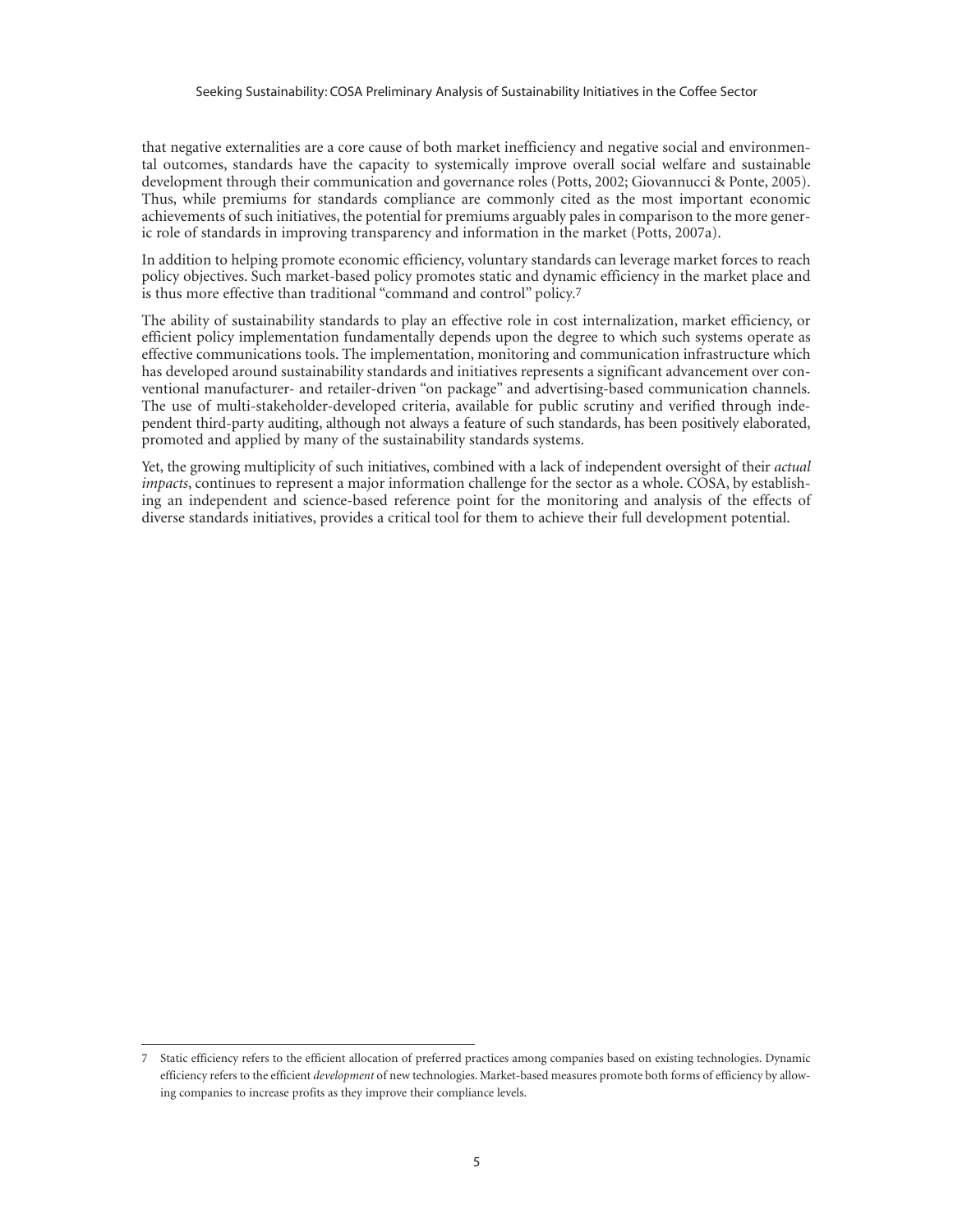that negative externalities are a core cause of both market inefficiency and negative social and environmental outcomes, standards have the capacity to systemically improve overall social welfare and sustainable development through their communication and governance roles (Potts, 2002; Giovannucci & Ponte, 2005). Thus, while premiums for standards compliance are commonly cited as the most important economic achievements of such initiatives, the potential for premiums arguably pales in comparison to the more generic role of standards in improving transparency and information in the market (Potts, 2007a).

In addition to helping promote economic efficiency, voluntary standards can leverage market forces to reach policy objectives. Such market-based policy promotes static and dynamic efficiency in the market place and is thus more effective than traditional "command and control" policy.[7]

The ability of sustainability standards to play an effective role in cost internalization, market efficiency, or efficient policy implementation fundamentally depends upon the degree to which such systems operate as effective communications tools. The implementation, monitoring and communication infrastructure which has developed around sustainability standards and initiatives represents a significant advancement over conventional manufacturer- and retailer-driven "on package" and advertising-based communication channels. The use of multi-stakeholder-developed criteria, available for public scrutiny and verified through independent third-party auditing, although not always a feature of such standards, has been positively elaborated, promoted and applied by many of the sustainability standards systems.

Yet, the growing multiplicity of such initiatives, combined with a lack of independent oversight of their *actual impacts*, continues to represent a major information challenge for the sector as a whole. COSA, by establishing an independent and science-based reference point for the monitoring and analysis of the effects of diverse standards initiatives, provides a critical tool for them to achieve their full development potential.

---

7 Static efficiency refers to the efficient allocation of preferred practices among companies based on existing technologies. Dynamic efficiency refers to the efficient *development* of new technologies. Market-based measures promote both forms of efficiency by allowing companies to increase profits as they improve their compliance levels.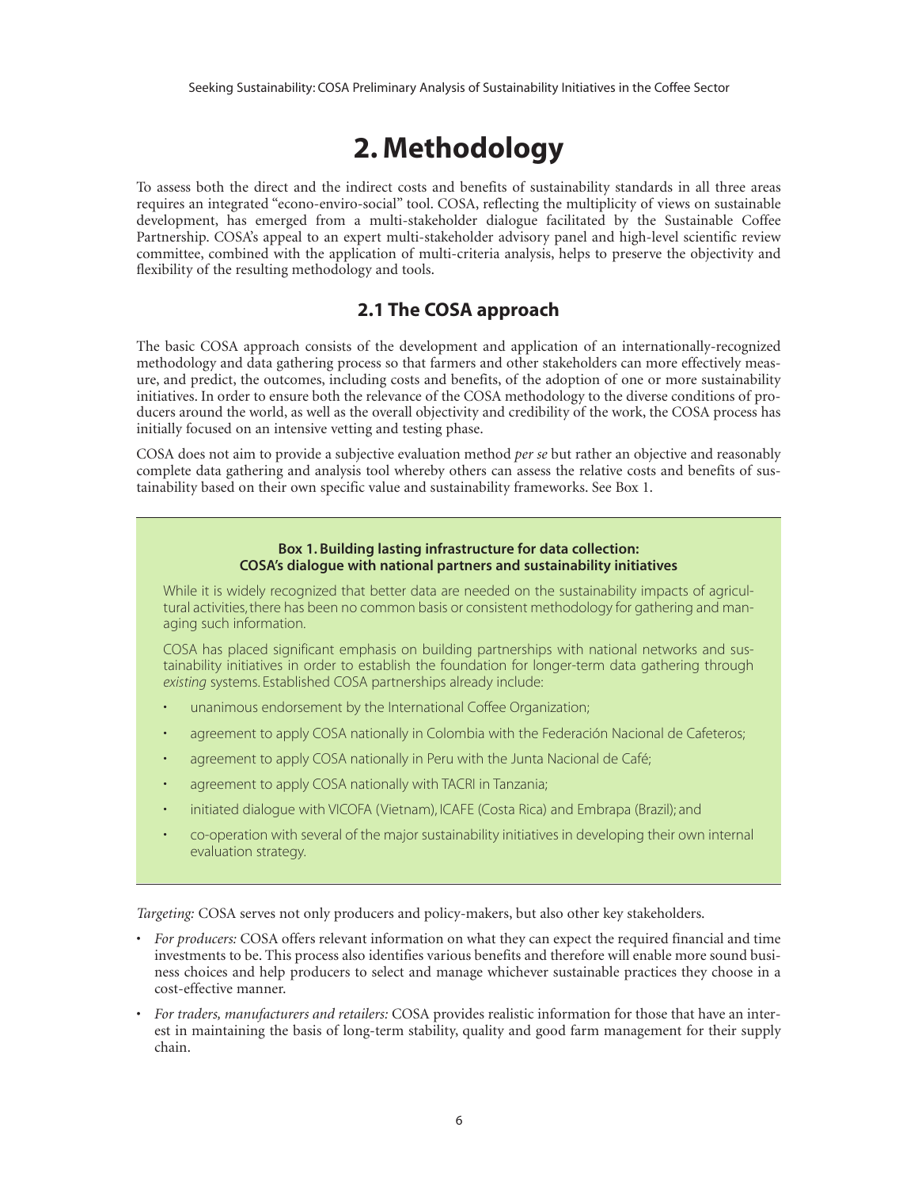# 2. Methodology

To assess both the direct and the indirect costs and benefits of sustainability standards in all three areas requires an integrated "econo-enviro-social" tool. COSA, reflecting the multiplicity of views on sustainable development, has emerged from a multi-stakeholder dialogue facilitated by the Sustainable Coffee Partnership. COSA's appeal to an expert multi-stakeholder advisory panel and high-level scientific review committee, combined with the application of multi-criteria analysis, helps to preserve the objectivity and flexibility of the resulting methodology and tools.

## 2.1 The COSA approach

The basic COSA approach consists of the development and application of an internationally-recognized methodology and data gathering process so that farmers and other stakeholders can more effectively measure, and predict, the outcomes, including costs and benefits, of the adoption of one or more sustainability initiatives. In order to ensure both the relevance of the COSA methodology to the diverse conditions of producers around the world, as well as the overall objectivity and credibility of the work, the COSA process has initially focused on an intensive vetting and testing phase.

COSA does not aim to provide a subjective evaluation method *per se* but rather an objective and reasonably complete data gathering and analysis tool whereby others can assess the relative costs and benefits of sustainability based on their own specific value and sustainability frameworks. See Box 1.

**Box 1. Building lasting infrastructure for data collection: COSA's dialogue with national partners and sustainability initiatives**

While it is widely recognized that better data are needed on the sustainability impacts of agricultural activities, there has been no common basis or consistent methodology for gathering and managing such information.

COSA has placed significant emphasis on building partnerships with national networks and sustainability initiatives in order to establish the foundation for longer-term data gathering through *existing* systems. Established COSA partnerships already include:

- unanimous endorsement by the International Coffee Organization;
- agreement to apply COSA nationally in Colombia with the Federación Nacional de Cafeteros;
- agreement to apply COSA nationally in Peru with the Junta Nacional de Café;
- agreement to apply COSA nationally with TACRI in Tanzania;
- initiated dialogue with VICOFA (Vietnam), ICAFE (Costa Rica) and Embrapa (Brazil); and
- co-operation with several of the major sustainability initiatives in developing their own internal evaluation strategy.

*Targeting:* COSA serves not only producers and policy-makers, but also other key stakeholders.

- *For producers:* COSA offers relevant information on what they can expect the required financial and time investments to be. This process also identifies various benefits and therefore will enable more sound business choices and help producers to select and manage whichever sustainable practices they choose in a cost-effective manner.
- *For traders, manufacturers and retailers:* COSA provides realistic information for those that have an interest in maintaining the basis of long-term stability, quality and good farm management for their supply chain.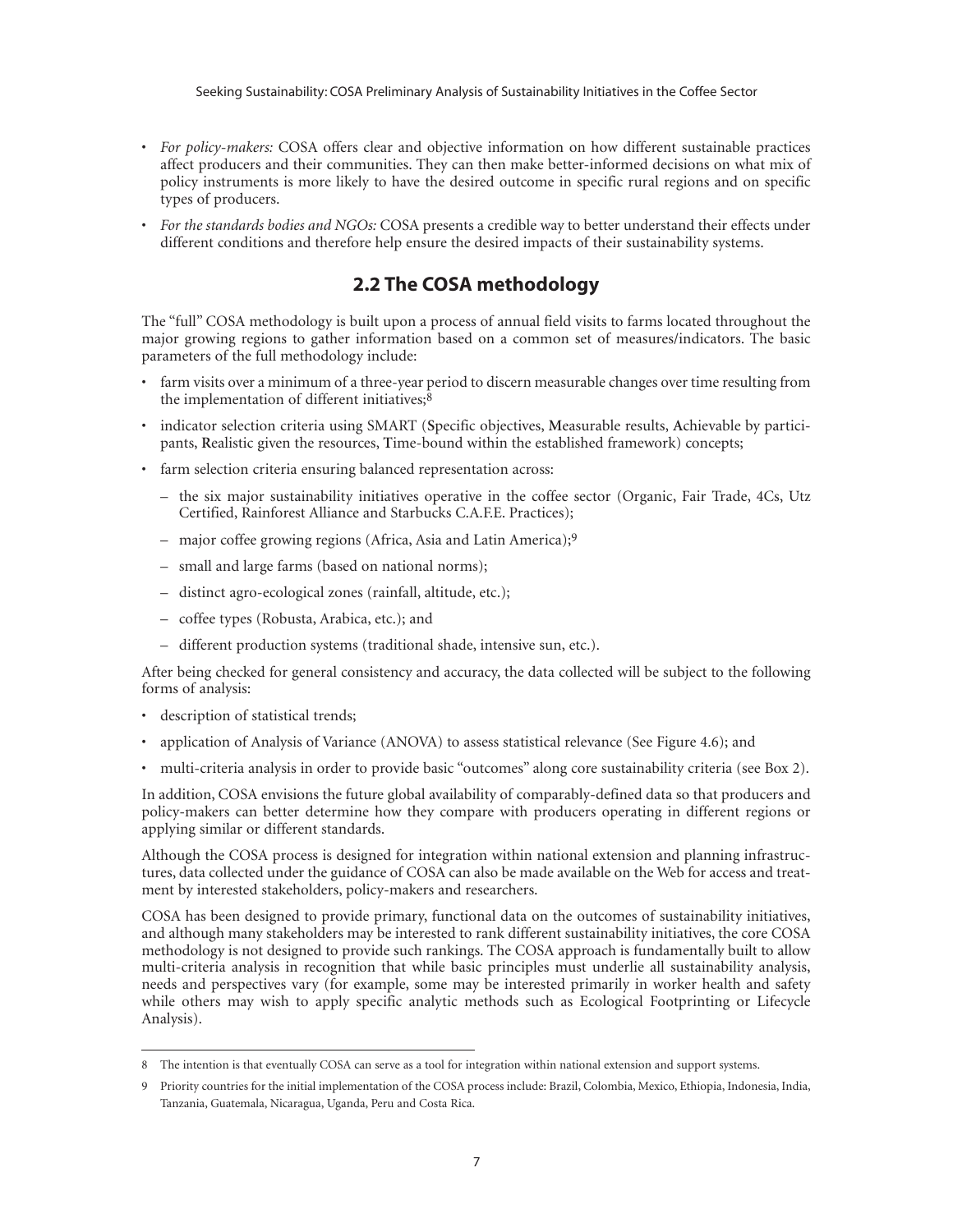- *For policy-makers:* COSA offers clear and objective information on how different sustainable practices affect producers and their communities. They can then make better-informed decisions on what mix of policy instruments is more likely to have the desired outcome in specific rural regions and on specific types of producers.
- *For the standards bodies and NGOs:* COSA presents a credible way to better understand their effects under different conditions and therefore help ensure the desired impacts of their sustainability systems.

## 2.2 The COSA methodology

The "full" COSA methodology is built upon a process of annual field visits to farms located throughout the major growing regions to gather information based on a common set of measures/indicators. The basic parameters of the full methodology include:

- farm visits over a minimum of a three-year period to discern measurable changes over time resulting from the implementation of different initiatives;[8]
- indicator selection criteria using SMART (**S**pecific objectives, **M**easurable results, **A**chievable by participants, **R**ealistic given the resources, **T**ime-bound within the established framework) concepts;
- farm selection criteria ensuring balanced representation across:
  - the six major sustainability initiatives operative in the coffee sector (Organic, Fair Trade, 4Cs, Utz Certified, Rainforest Alliance and Starbucks C.A.F.E. Practices);
  - major coffee growing regions (Africa, Asia and Latin America);[9]
  - small and large farms (based on national norms);
  - distinct agro-ecological zones (rainfall, altitude, etc.);
  - coffee types (Robusta, Arabica, etc.); and
  - different production systems (traditional shade, intensive sun, etc.).

After being checked for general consistency and accuracy, the data collected will be subject to the following forms of analysis:

- description of statistical trends;
- application of Analysis of Variance (ANOVA) to assess statistical relevance (See Figure 4.6); and
- multi-criteria analysis in order to provide basic "outcomes" along core sustainability criteria (see Box 2).

In addition, COSA envisions the future global availability of comparably-defined data so that producers and policy-makers can better determine how they compare with producers operating in different regions or applying similar or different standards.

Although the COSA process is designed for integration within national extension and planning infrastructures, data collected under the guidance of COSA can also be made available on the Web for access and treatment by interested stakeholders, policy-makers and researchers.

COSA has been designed to provide primary, functional data on the outcomes of sustainability initiatives, and although many stakeholders may be interested to rank different sustainability initiatives, the core COSA methodology is not designed to provide such rankings. The COSA approach is fundamentally built to allow multi-criteria analysis in recognition that while basic principles must underlie all sustainability analysis, needs and perspectives vary (for example, some may be interested primarily in worker health and safety while others may wish to apply specific analytic methods such as Ecological Footprinting or Lifecycle Analysis).

---

8 The intention is that eventually COSA can serve as a tool for integration within national extension and support systems.

9 Priority countries for the initial implementation of the COSA process include: Brazil, Colombia, Mexico, Ethiopia, Indonesia, India, Tanzania, Guatemala, Nicaragua, Uganda, Peru and Costa Rica.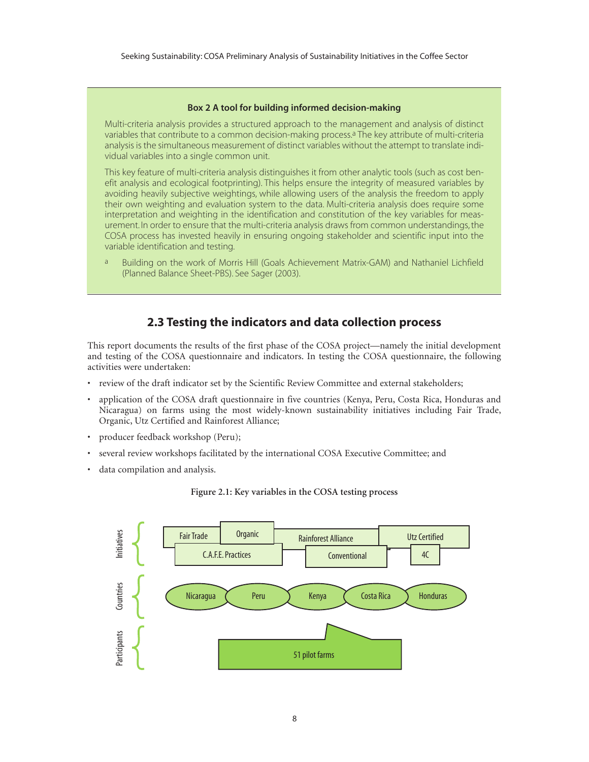**Box 2 A tool for building informed decision-making**

Multi-criteria analysis provides a structured approach to the management and analysis of distinct variables that contribute to a common decision-making process.[a] The key attribute of multi-criteria analysis is the simultaneous measurement of distinct variables without the attempt to translate individual variables into a single common unit.

This key feature of multi-criteria analysis distinguishes it from other analytic tools (such as cost benefit analysis and ecological footprinting). This helps ensure the integrity of measured variables by avoiding heavily subjective weightings, while allowing users of the analysis the freedom to apply their own weighting and evaluation system to the data. Multi-criteria analysis does require some interpretation and weighting in the identification and constitution of the key variables for measurement. In order to ensure that the multi-criteria analysis draws from common understandings, the COSA process has invested heavily in ensuring ongoing stakeholder and scientific input into the variable identification and testing.

[a] Building on the work of Morris Hill (Goals Achievement Matrix-GAM) and Nathaniel Lichfield (Planned Balance Sheet-PBS). See Sager (2003).

## 2.3 Testing the indicators and data collection process

This report documents the results of the first phase of the COSA project—namely the initial development and testing of the COSA questionnaire and indicators. In testing the COSA questionnaire, the following activities were undertaken:

- review of the draft indicator set by the Scientific Review Committee and external stakeholders;
- application of the COSA draft questionnaire in five countries (Kenya, Peru, Costa Rica, Honduras and Nicaragua) on farms using the most widely-known sustainability initiatives including Fair Trade, Organic, Utz Certified and Rainforest Alliance;
- producer feedback workshop (Peru);
- several review workshops facilitated by the international COSA Executive Committee; and
- data compilation and analysis.

**Figure 2.1: Key variables in the COSA testing process**

Initiatives: Fair Trade, Organic, Rainforest Alliance, Utz Certified, C.A.F.E. Practices, Conventional, 4C

Countries: Nicaragua, Peru, Kenya, Costa Rica, Honduras

Participants: 51 pilot farms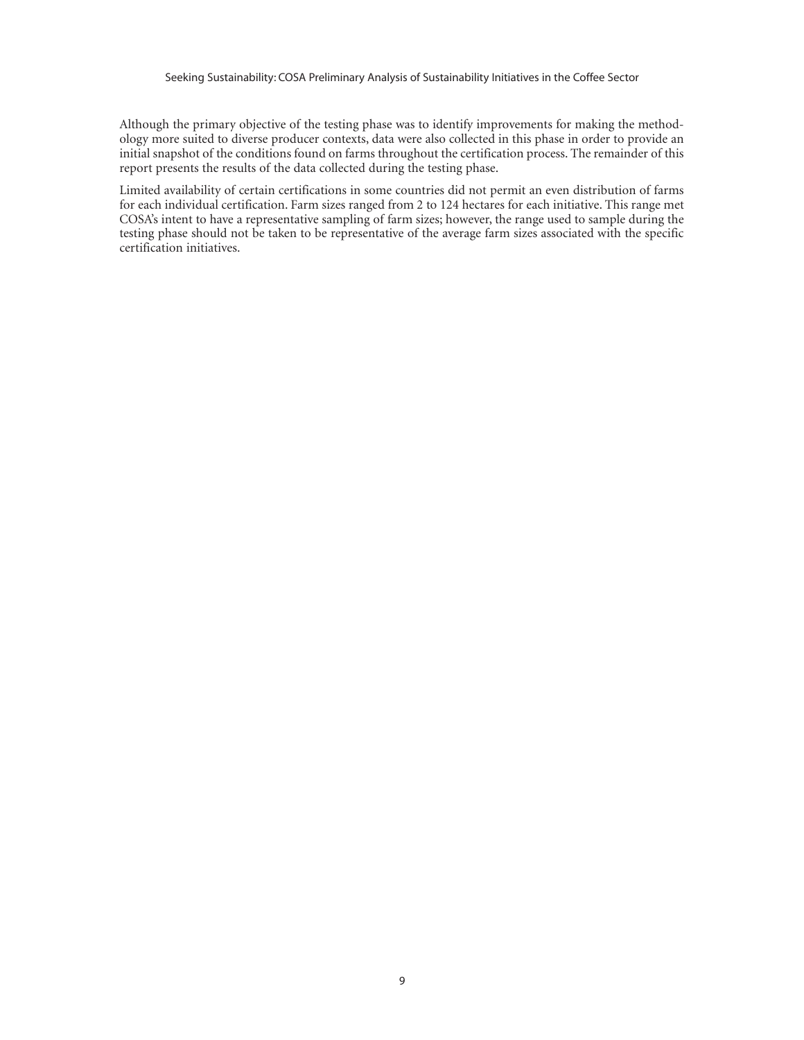Although the primary objective of the testing phase was to identify improvements for making the methodology more suited to diverse producer contexts, data were also collected in this phase in order to provide an initial snapshot of the conditions found on farms throughout the certification process. The remainder of this report presents the results of the data collected during the testing phase.

Limited availability of certain certifications in some countries did not permit an even distribution of farms for each individual certification. Farm sizes ranged from 2 to 124 hectares for each initiative. This range met COSA's intent to have a representative sampling of farm sizes; however, the range used to sample during the testing phase should not be taken to be representative of the average farm sizes associated with the specific certification initiatives.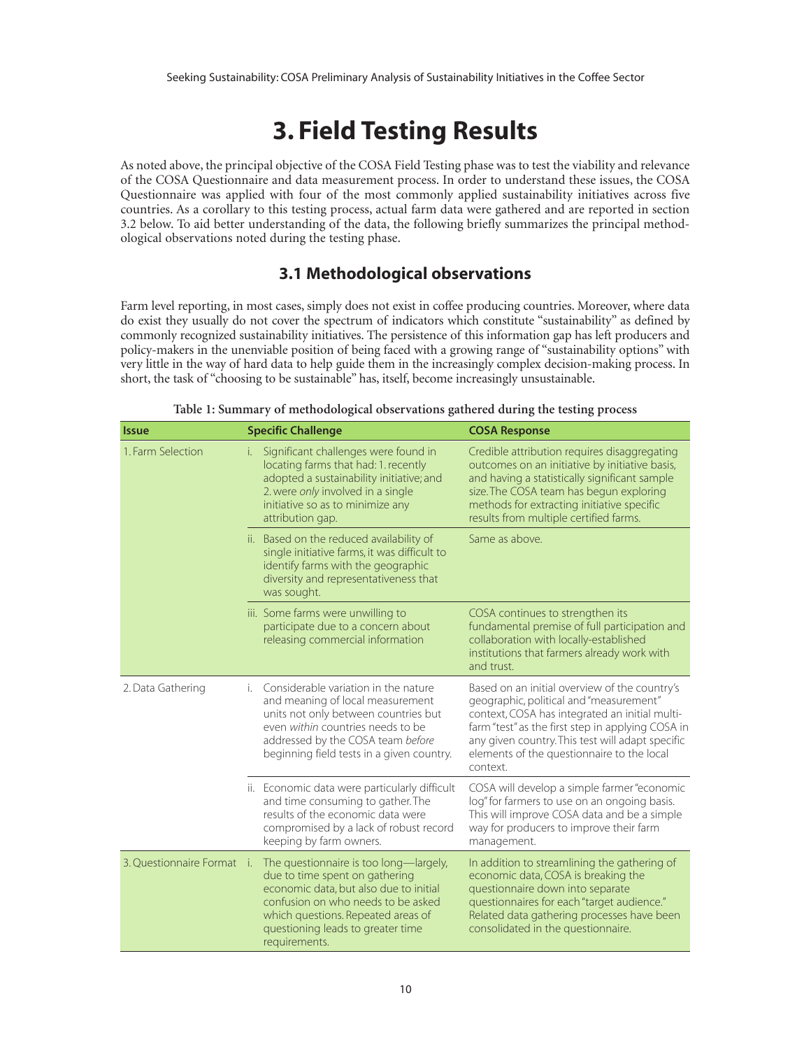# 3. Field Testing Results

As noted above, the principal objective of the COSA Field Testing phase was to test the viability and relevance of the COSA Questionnaire and data measurement process. In order to understand these issues, the COSA Questionnaire was applied with four of the most commonly applied sustainability initiatives across five countries. As a corollary to this testing process, actual farm data were gathered and are reported in section 3.2 below. To aid better understanding of the data, the following briefly summarizes the principal methodological observations noted during the testing phase.

## 3.1 Methodological observations

Farm level reporting, in most cases, simply does not exist in coffee producing countries. Moreover, where data do exist they usually do not cover the spectrum of indicators which constitute "sustainability" as defined by commonly recognized sustainability initiatives. The persistence of this information gap has left producers and policy-makers in the unenviable position of being faced with a growing range of "sustainability options" with very little in the way of hard data to help guide them in the increasingly complex decision-making process. In short, the task of "choosing to be sustainable" has, itself, become increasingly unsustainable.

**Table 1: Summary of methodological observations gathered during the testing process**

| Issue | Specific Challenge | COSA Response |
|---|---|---|
| 1. Farm Selection | i. Significant challenges were found in locating farms that had: 1. recently adopted a sustainability initiative; and 2. were *only* involved in a single initiative so as to minimize any attribution gap. | Credible attribution requires disaggregating outcomes on an initiative by initiative basis, and having a statistically significant sample size. The COSA team has begun exploring methods for extracting initiative specific results from multiple certified farms. |
| | ii. Based on the reduced availability of single initiative farms, it was difficult to identify farms with the geographic diversity and representativeness that was sought. | Same as above. |
| | iii. Some farms were unwilling to participate due to a concern about releasing commercial information | COSA continues to strengthen its fundamental premise of full participation and collaboration with locally-established institutions that farmers already work with and trust. |
| 2. Data Gathering | i. Considerable variation in the nature and meaning of local measurement units not only between countries but even *within* countries needs to be addressed by the COSA team *before* beginning field tests in a given country. | Based on an initial overview of the country's geographic, political and "measurement" context, COSA has integrated an initial multi-farm "test" as the first step in applying COSA in any given country. This test will adapt specific elements of the questionnaire to the local context. |
| | ii. Economic data were particularly difficult and time consuming to gather. The results of the economic data were compromised by a lack of robust record keeping by farm owners. | COSA will develop a simple farmer "economic log" for farmers to use on an ongoing basis. This will improve COSA data and be a simple way for producers to improve their farm management. |
| 3. Questionnaire Format | i. The questionnaire is too long—largely, due to time spent on gathering economic data, but also due to initial confusion on who needs to be asked which questions. Repeated areas of questioning leads to greater time requirements. | In addition to streamlining the gathering of economic data, COSA is breaking the questionnaire down into separate questionnaires for each "target audience." Related data gathering processes have been consolidated in the questionnaire. |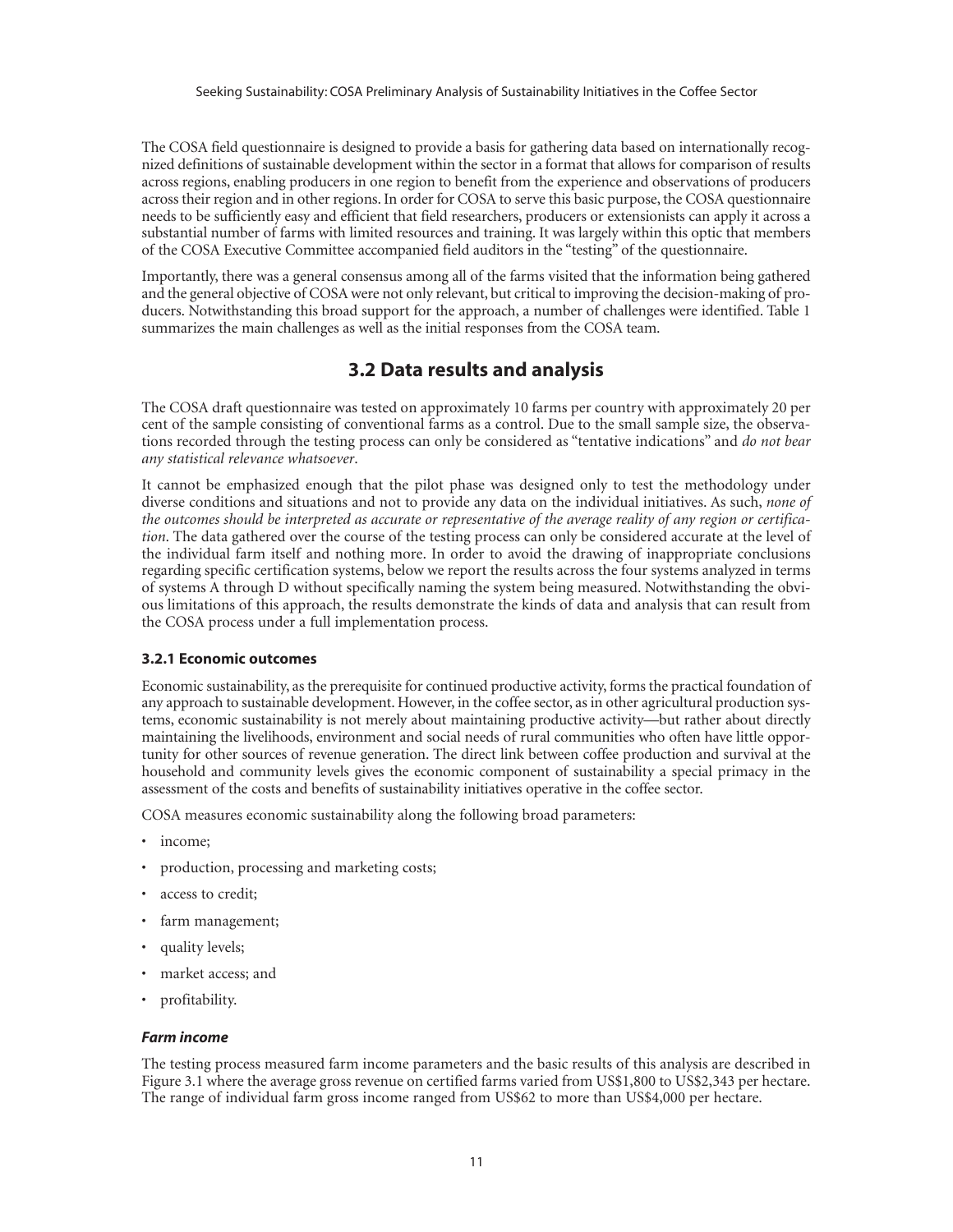The COSA field questionnaire is designed to provide a basis for gathering data based on internationally recognized definitions of sustainable development within the sector in a format that allows for comparison of results across regions, enabling producers in one region to benefit from the experience and observations of producers across their region and in other regions. In order for COSA to serve this basic purpose, the COSA questionnaire needs to be sufficiently easy and efficient that field researchers, producers or extensionists can apply it across a substantial number of farms with limited resources and training. It was largely within this optic that members of the COSA Executive Committee accompanied field auditors in the "testing" of the questionnaire.

Importantly, there was a general consensus among all of the farms visited that the information being gathered and the general objective of COSA were not only relevant, but critical to improving the decision-making of producers. Notwithstanding this broad support for the approach, a number of challenges were identified. Table 1 summarizes the main challenges as well as the initial responses from the COSA team.

## 3.2 Data results and analysis

The COSA draft questionnaire was tested on approximately 10 farms per country with approximately 20 per cent of the sample consisting of conventional farms as a control. Due to the small sample size, the observations recorded through the testing process can only be considered as "tentative indications" and *do not bear any statistical relevance whatsoever*.

It cannot be emphasized enough that the pilot phase was designed only to test the methodology under diverse conditions and situations and not to provide any data on the individual initiatives. As such, *none of the outcomes should be interpreted as accurate or representative of the average reality of any region or certification*. The data gathered over the course of the testing process can only be considered accurate at the level of the individual farm itself and nothing more. In order to avoid the drawing of inappropriate conclusions regarding specific certification systems, below we report the results across the four systems analyzed in terms of systems A through D without specifically naming the system being measured. Notwithstanding the obvious limitations of this approach, the results demonstrate the kinds of data and analysis that can result from the COSA process under a full implementation process.

### 3.2.1 Economic outcomes

Economic sustainability, as the prerequisite for continued productive activity, forms the practical foundation of any approach to sustainable development. However, in the coffee sector, as in other agricultural production systems, economic sustainability is not merely about maintaining productive activity—but rather about directly maintaining the livelihoods, environment and social needs of rural communities who often have little opportunity for other sources of revenue generation. The direct link between coffee production and survival at the household and community levels gives the economic component of sustainability a special primacy in the assessment of the costs and benefits of sustainability initiatives operative in the coffee sector.

COSA measures economic sustainability along the following broad parameters:

- income;
- production, processing and marketing costs;
- access to credit;
- farm management;
- quality levels;
- market access; and
- profitability.

#### *Farm income*

The testing process measured farm income parameters and the basic results of this analysis are described in Figure 3.1 where the average gross revenue on certified farms varied from US$1,800 to US$2,343 per hectare. The range of individual farm gross income ranged from US$62 to more than US$4,000 per hectare.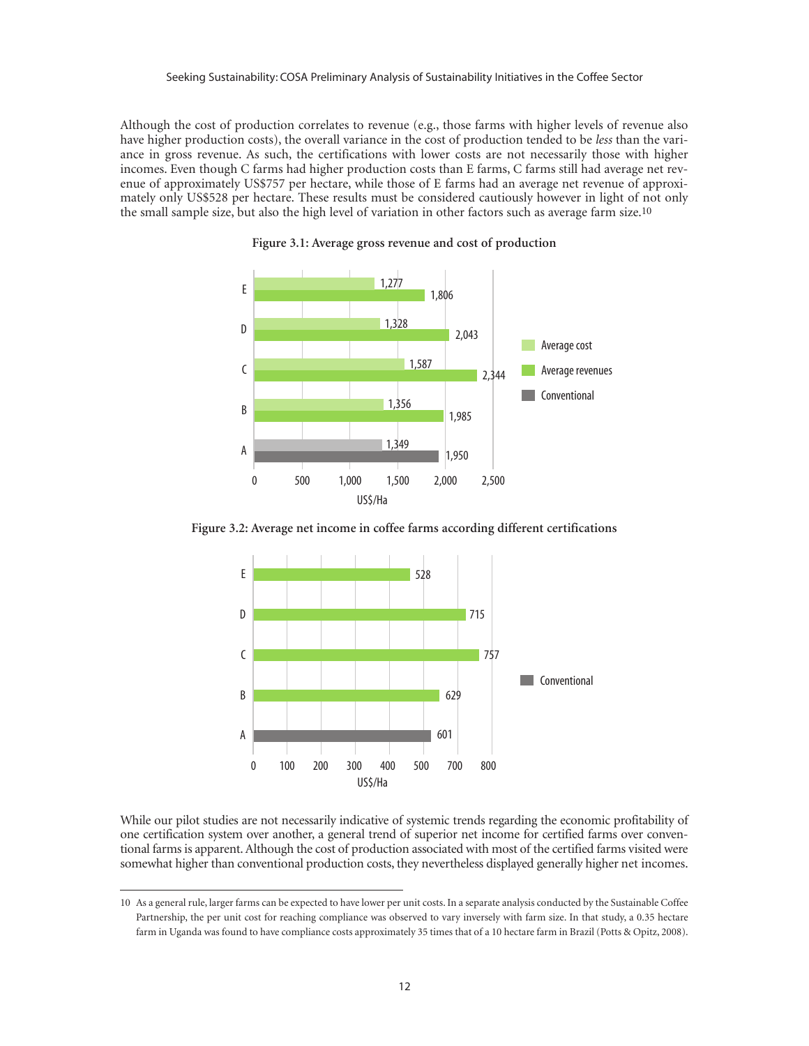Although the cost of production correlates to revenue (e.g., those farms with higher levels of revenue also have higher production costs), the overall variance in the cost of production tended to be *less* than the variance in gross revenue. As such, the certifications with lower costs are not necessarily those with higher incomes. Even though C farms had higher production costs than E farms, C farms still had average net revenue of approximately US$757 per hectare, while those of E farms had an average net revenue of approximately only US$528 per hectare. These results must be considered cautiously however in light of not only the small sample size, but also the high level of variation in other factors such as average farm size.[10]

**Figure 3.1: Average gross revenue and cost of production**

| | Average cost (US$/Ha) | Average revenues (US$/Ha) |
|---|---|---|
| E | 1,277 | 1,806 |
| D | 1,328 | 2,043 |
| C | 1,587 | 2,344 |
| B | 1,356 | 1,985 |
| A (Conventional) | 1,349 | 1,950 |

**Figure 3.2: Average net income in coffee farms according different certifications**

| | Net income (US$/Ha) |
|---|---|
| E | 528 |
| D | 715 |
| C | 757 |
| B | 629 |
| A (Conventional) | 601 |

While our pilot studies are not necessarily indicative of systemic trends regarding the economic profitability of one certification system over another, a general trend of superior net income for certified farms over conventional farms is apparent. Although the cost of production associated with most of the certified farms visited were somewhat higher than conventional production costs, they nevertheless displayed generally higher net incomes.

---

10 As a general rule, larger farms can be expected to have lower per unit costs. In a separate analysis conducted by the Sustainable Coffee Partnership, the per unit cost for reaching compliance was observed to vary inversely with farm size. In that study, a 0.35 hectare farm in Uganda was found to have compliance costs approximately 35 times that of a 10 hectare farm in Brazil (Potts & Opitz, 2008).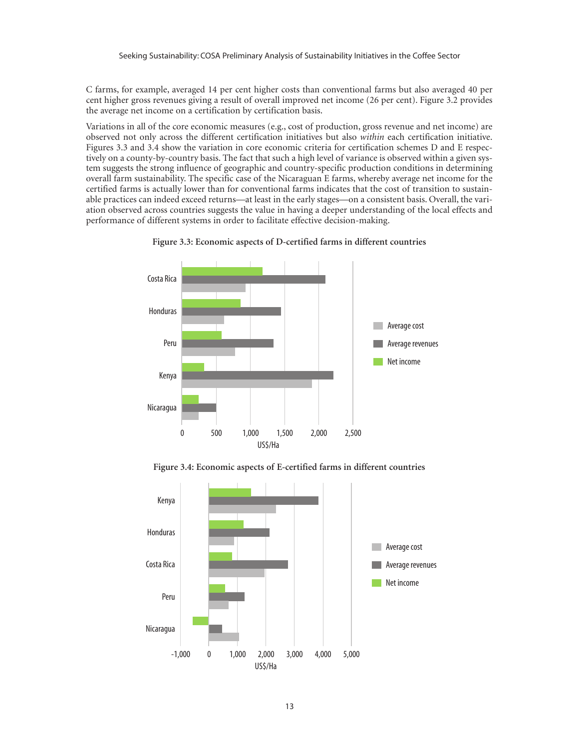C farms, for example, averaged 14 per cent higher costs than conventional farms but also averaged 40 per cent higher gross revenues giving a result of overall improved net income (26 per cent). Figure 3.2 provides the average net income on a certification by certification basis.

Variations in all of the core economic measures (e.g., cost of production, gross revenue and net income) are observed not only across the different certification initiatives but also *within* each certification initiative. Figures 3.3 and 3.4 show the variation in core economic criteria for certification schemes D and E respectively on a county-by-country basis. The fact that such a high level of variance is observed within a given system suggests the strong influence of geographic and country-specific production conditions in determining overall farm sustainability. The specific case of the Nicaraguan E farms, whereby average net income for the certified farms is actually lower than for conventional farms indicates that the cost of transition to sustainable practices can indeed exceed returns—at least in the early stages—on a consistent basis. Overall, the variation observed across countries suggests the value in having a deeper understanding of the local effects and performance of different systems in order to facilitate effective decision-making.

**Figure 3.3: Economic aspects of D-certified farms in different countries**

**Figure 3.4: Economic aspects of E-certified farms in different countries**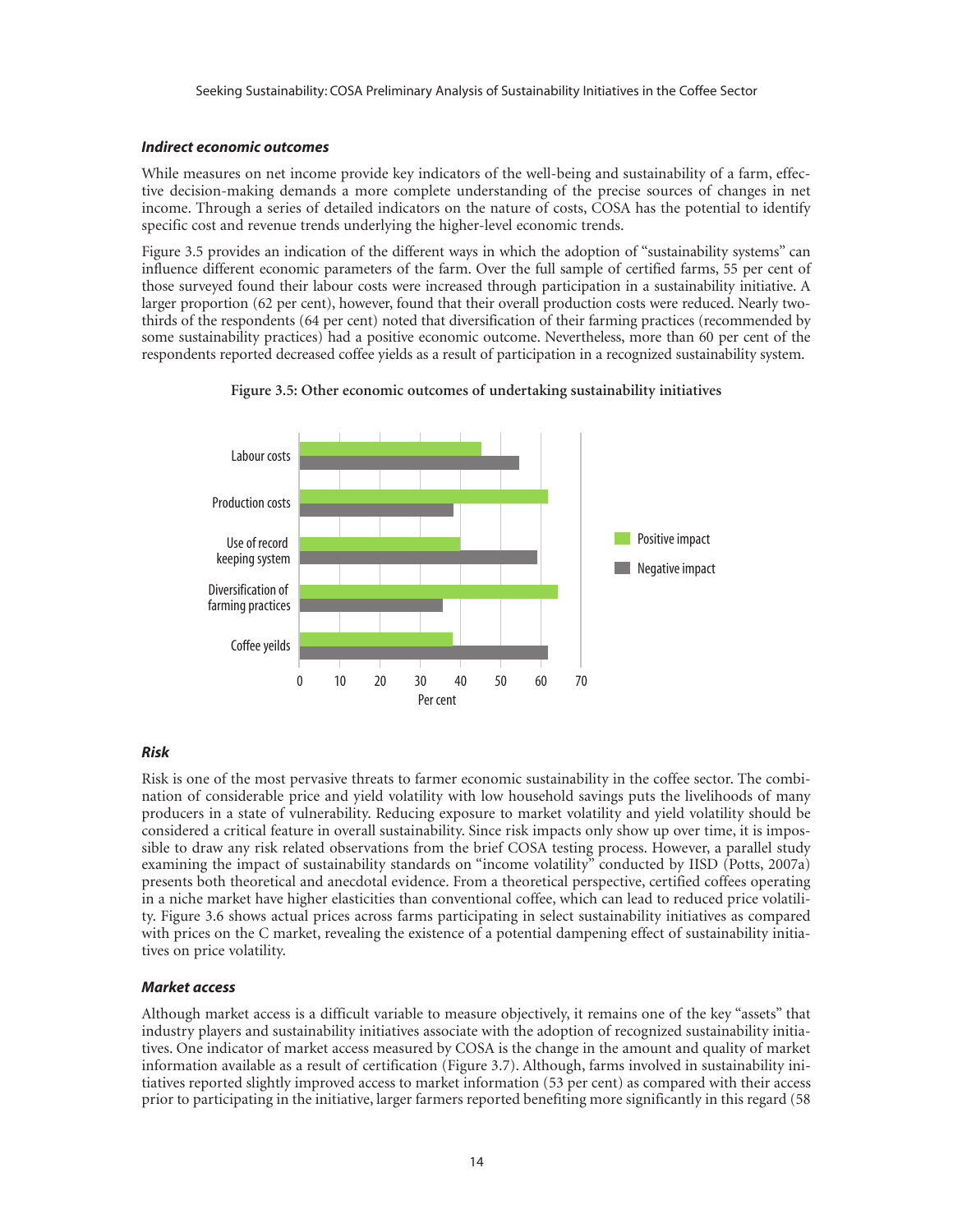#### *Indirect economic outcomes*

While measures on net income provide key indicators of the well-being and sustainability of a farm, effective decision-making demands a more complete understanding of the precise sources of changes in net income. Through a series of detailed indicators on the nature of costs, COSA has the potential to identify specific cost and revenue trends underlying the higher-level economic trends.

Figure 3.5 provides an indication of the different ways in which the adoption of "sustainability systems" can influence different economic parameters of the farm. Over the full sample of certified farms, 55 per cent of those surveyed found their labour costs were increased through participation in a sustainability initiative. A larger proportion (62 per cent), however, found that their overall production costs were reduced. Nearly two-thirds of the respondents (64 per cent) noted that diversification of their farming practices (recommended by some sustainability practices) had a positive economic outcome. Nevertheless, more than 60 per cent of the respondents reported decreased coffee yields as a result of participation in a recognized sustainability system.

**Figure 3.5: Other economic outcomes of undertaking sustainability initiatives**

| | Positive impact | Negative impact |
|---|---|---|
| Labour costs | 45 | 55 |
| Production costs | 62 | 38 |
| Use of record keeping system | 40 | 59 |
| Diversification of farming practices | 64 | 36 |
| Coffee yeilds | 38 | 62 |

Per cent

#### *Risk*

Risk is one of the most pervasive threats to farmer economic sustainability in the coffee sector. The combination of considerable price and yield volatility with low household savings puts the livelihoods of many producers in a state of vulnerability. Reducing exposure to market volatility and yield volatility should be considered a critical feature in overall sustainability. Since risk impacts only show up over time, it is impossible to draw any risk related observations from the brief COSA testing process. However, a parallel study examining the impact of sustainability standards on "income volatility" conducted by IISD (Potts, 2007a) presents both theoretical and anecdotal evidence. From a theoretical perspective, certified coffees operating in a niche market have higher elasticities than conventional coffee, which can lead to reduced price volatility. Figure 3.6 shows actual prices across farms participating in select sustainability initiatives as compared with prices on the C market, revealing the existence of a potential dampening effect of sustainability initiatives on price volatility.

#### *Market access*

Although market access is a difficult variable to measure objectively, it remains one of the key "assets" that industry players and sustainability initiatives associate with the adoption of recognized sustainability initiatives. One indicator of market access measured by COSA is the change in the amount and quality of market information available as a result of certification (Figure 3.7). Although, farms involved in sustainability initiatives reported slightly improved access to market information (53 per cent) as compared with their access prior to participating in the initiative, larger farmers reported benefiting more significantly in this regard (58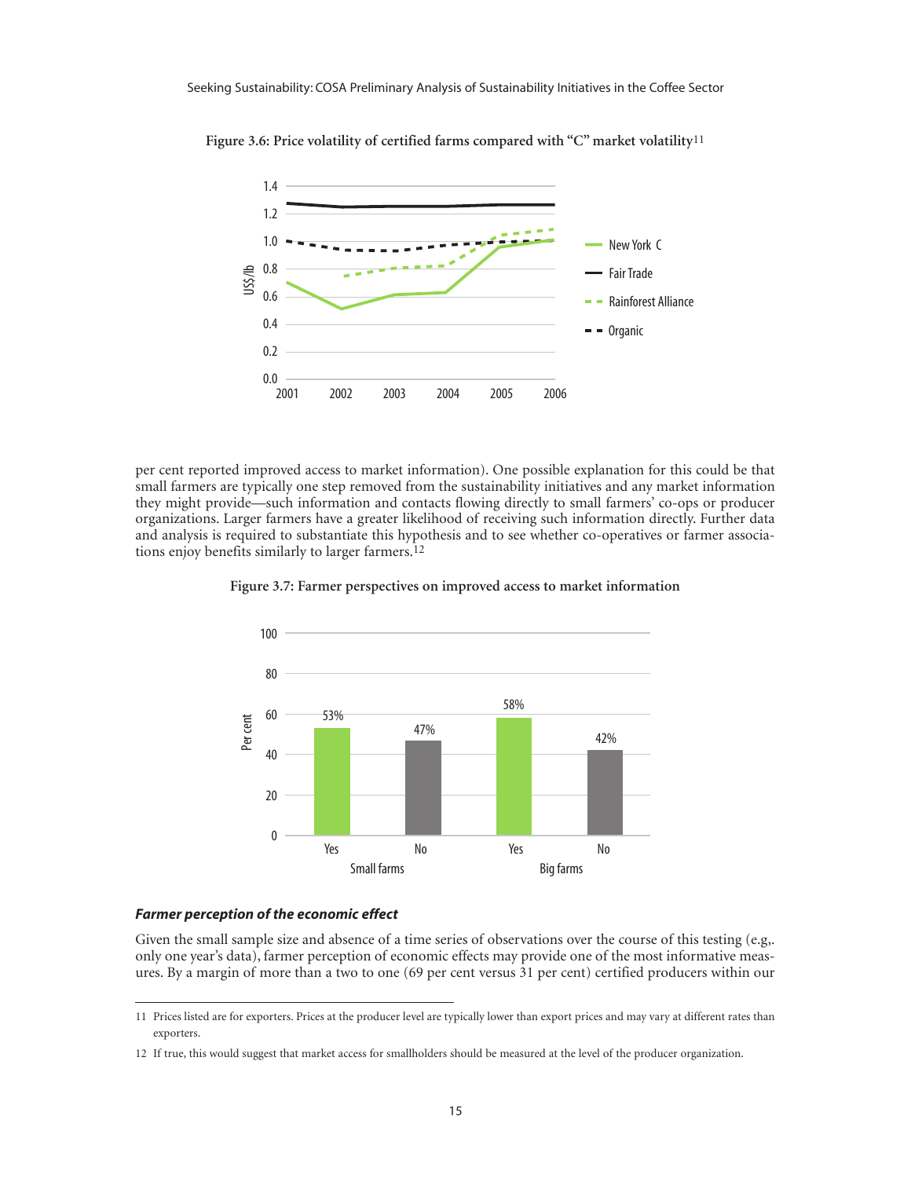Figure 3.6: Price volatility of certified farms compared with "C" market volatility[11]

per cent reported improved access to market information). One possible explanation for this could be that small farmers are typically one step removed from the sustainability initiatives and any market information they might provide—such information and contacts flowing directly to small farmers' co-ops or producer organizations. Larger farmers have a greater likelihood of receiving such information directly. Further data and analysis is required to substantiate this hypothesis and to see whether co-operatives or farmer associations enjoy benefits similarly to larger farmers.[12]

Figure 3.7: Farmer perspectives on improved access to market information

### *Farmer perception of the economic effect*

Given the small sample size and absence of a time series of observations over the course of this testing (e.g,. only one year's data), farmer perception of economic effects may provide one of the most informative measures. By a margin of more than a two to one (69 per cent versus 31 per cent) certified producers within our

---

11 Prices listed are for exporters. Prices at the producer level are typically lower than export prices and may vary at different rates than exporters.

12 If true, this would suggest that market access for smallholders should be measured at the level of the producer organization.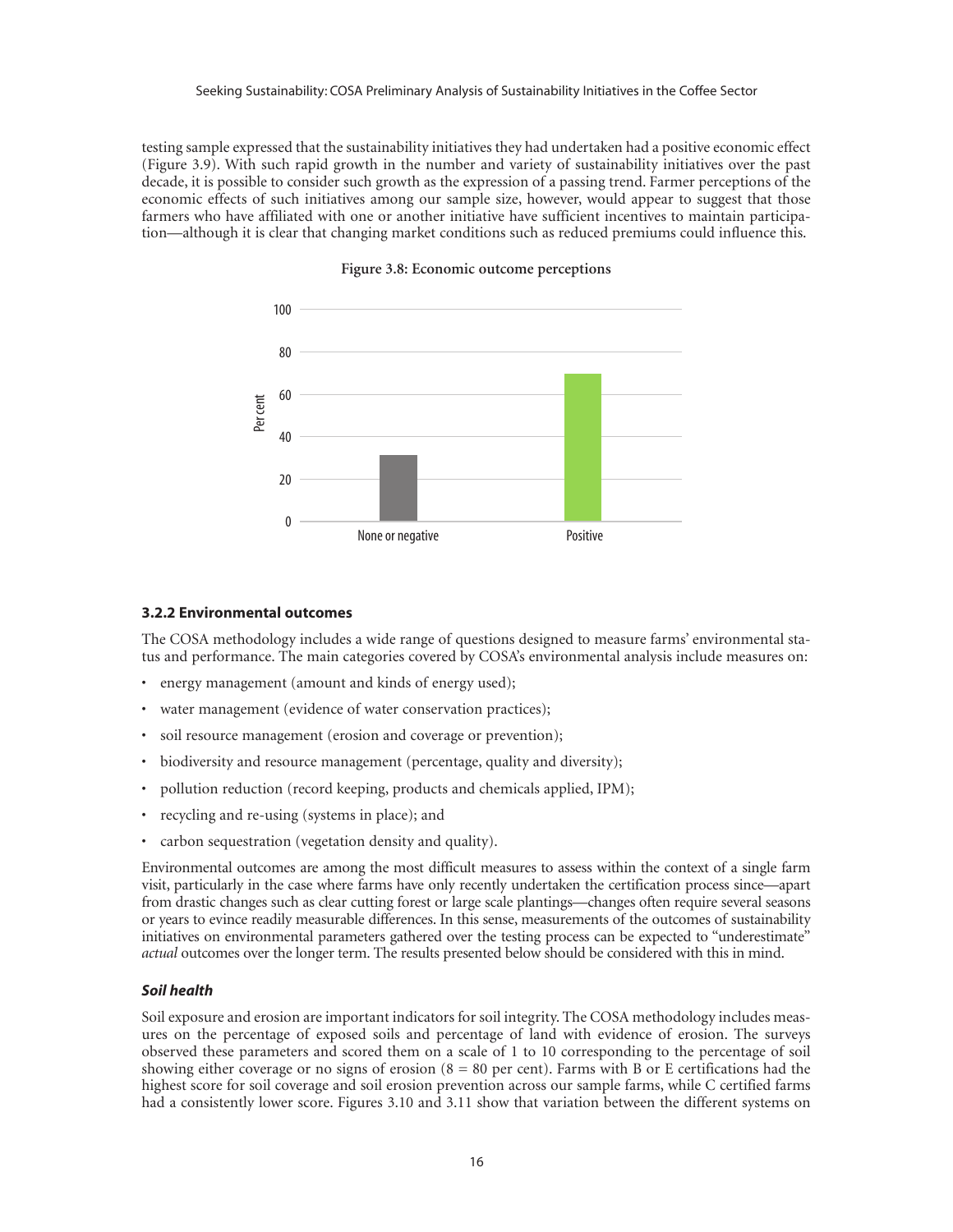testing sample expressed that the sustainability initiatives they had undertaken had a positive economic effect (Figure 3.9). With such rapid growth in the number and variety of sustainability initiatives over the past decade, it is possible to consider such growth as the expression of a passing trend. Farmer perceptions of the economic effects of such initiatives among our sample size, however, would appear to suggest that those farmers who have affiliated with one or another initiative have sufficient incentives to maintain participation—although it is clear that changing market conditions such as reduced premiums could influence this.

**Figure 3.8: Economic outcome perceptions**

### 3.2.2 Environmental outcomes

The COSA methodology includes a wide range of questions designed to measure farms' environmental status and performance. The main categories covered by COSA's environmental analysis include measures on:

- energy management (amount and kinds of energy used);
- water management (evidence of water conservation practices);
- soil resource management (erosion and coverage or prevention);
- biodiversity and resource management (percentage, quality and diversity);
- pollution reduction (record keeping, products and chemicals applied, IPM);
- recycling and re-using (systems in place); and
- carbon sequestration (vegetation density and quality).

Environmental outcomes are among the most difficult measures to assess within the context of a single farm visit, particularly in the case where farms have only recently undertaken the certification process since—apart from drastic changes such as clear cutting forest or large scale plantings—changes often require several seasons or years to evince readily measurable differences. In this sense, measurements of the outcomes of sustainability initiatives on environmental parameters gathered over the testing process can be expected to "underestimate" *actual* outcomes over the longer term. The results presented below should be considered with this in mind.

#### *Soil health*

Soil exposure and erosion are important indicators for soil integrity. The COSA methodology includes measures on the percentage of exposed soils and percentage of land with evidence of erosion. The surveys observed these parameters and scored them on a scale of 1 to 10 corresponding to the percentage of soil showing either coverage or no signs of erosion (8 = 80 per cent). Farms with B or E certifications had the highest score for soil coverage and soil erosion prevention across our sample farms, while C certified farms had a consistently lower score. Figures 3.10 and 3.11 show that variation between the different systems on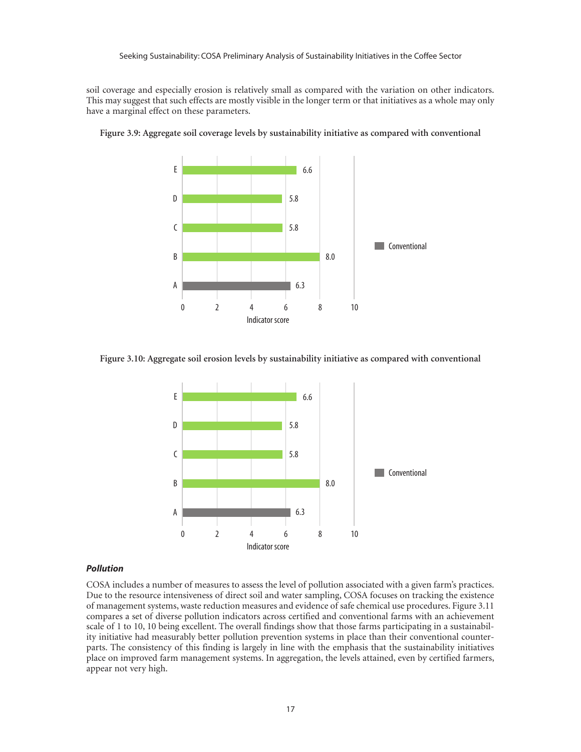soil coverage and especially erosion is relatively small as compared with the variation on other indicators. This may suggest that such effects are mostly visible in the longer term or that initiatives as a whole may only have a marginal effect on these parameters.

**Figure 3.9: Aggregate soil coverage levels by sustainability initiative as compared with conventional**

| Initiative | Indicator score |
| --- | --- |
| E | 6.6 |
| D | 5.8 |
| C | 5.8 |
| B | 8.0 |
| A (Conventional) | 6.3 |

**Figure 3.10: Aggregate soil erosion levels by sustainability initiative as compared with conventional**

| Initiative | Indicator score |
| --- | --- |
| E | 6.6 |
| D | 5.8 |
| C | 5.8 |
| B | 8.0 |
| A (Conventional) | 6.3 |

### *Pollution*

COSA includes a number of measures to assess the level of pollution associated with a given farm's practices. Due to the resource intensiveness of direct soil and water sampling, COSA focuses on tracking the existence of management systems, waste reduction measures and evidence of safe chemical use procedures. Figure 3.11 compares a set of diverse pollution indicators across certified and conventional farms with an achievement scale of 1 to 10, 10 being excellent. The overall findings show that those farms participating in a sustainability initiative had measurably better pollution prevention systems in place than their conventional counterparts. The consistency of this finding is largely in line with the emphasis that the sustainability initiatives place on improved farm management systems. In aggregation, the levels attained, even by certified farmers, appear not very high.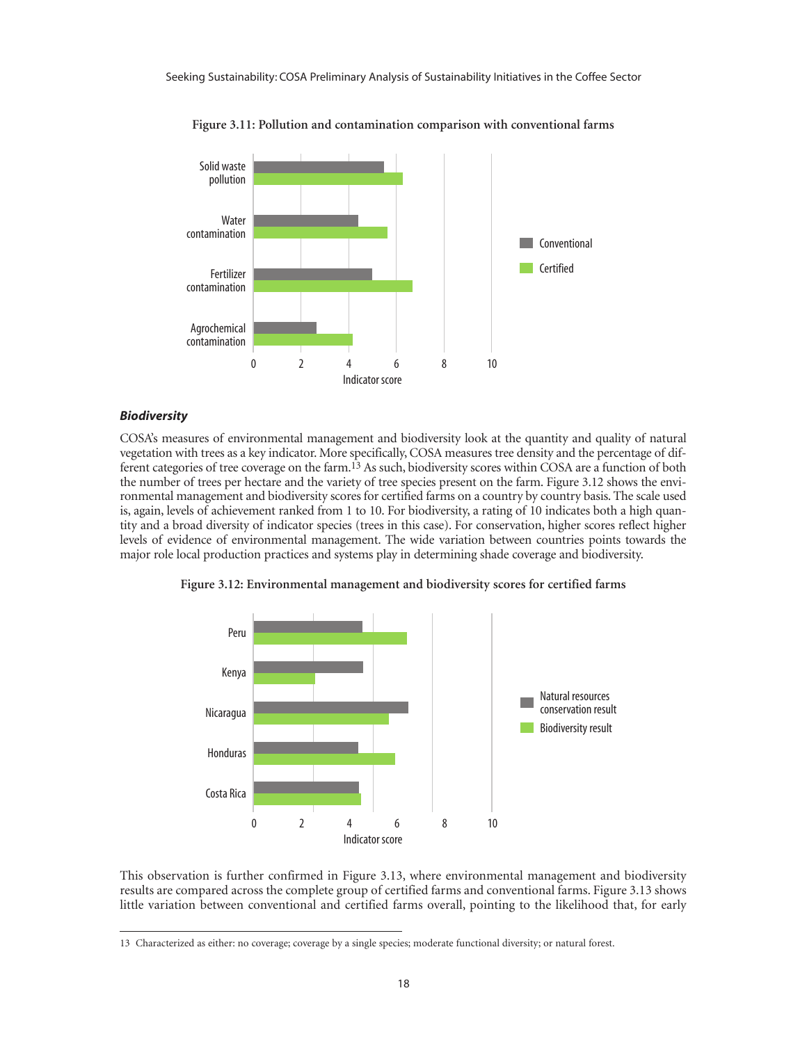**Figure 3.11: Pollution and contamination comparison with conventional farms**

***Biodiversity***

COSA's measures of environmental management and biodiversity look at the quantity and quality of natural vegetation with trees as a key indicator. More specifically, COSA measures tree density and the percentage of different categories of tree coverage on the farm.[13] As such, biodiversity scores within COSA are a function of both the number of trees per hectare and the variety of tree species present on the farm. Figure 3.12 shows the environmental management and biodiversity scores for certified farms on a country by country basis. The scale used is, again, levels of achievement ranked from 1 to 10. For biodiversity, a rating of 10 indicates both a high quantity and a broad diversity of indicator species (trees in this case). For conservation, higher scores reflect higher levels of evidence of environmental management. The wide variation between countries points towards the major role local production practices and systems play in determining shade coverage and biodiversity.

**Figure 3.12: Environmental management and biodiversity scores for certified farms**

This observation is further confirmed in Figure 3.13, where environmental management and biodiversity results are compared across the complete group of certified farms and conventional farms. Figure 3.13 shows little variation between conventional and certified farms overall, pointing to the likelihood that, for early

13 Characterized as either: no coverage; coverage by a single species; moderate functional diversity; or natural forest.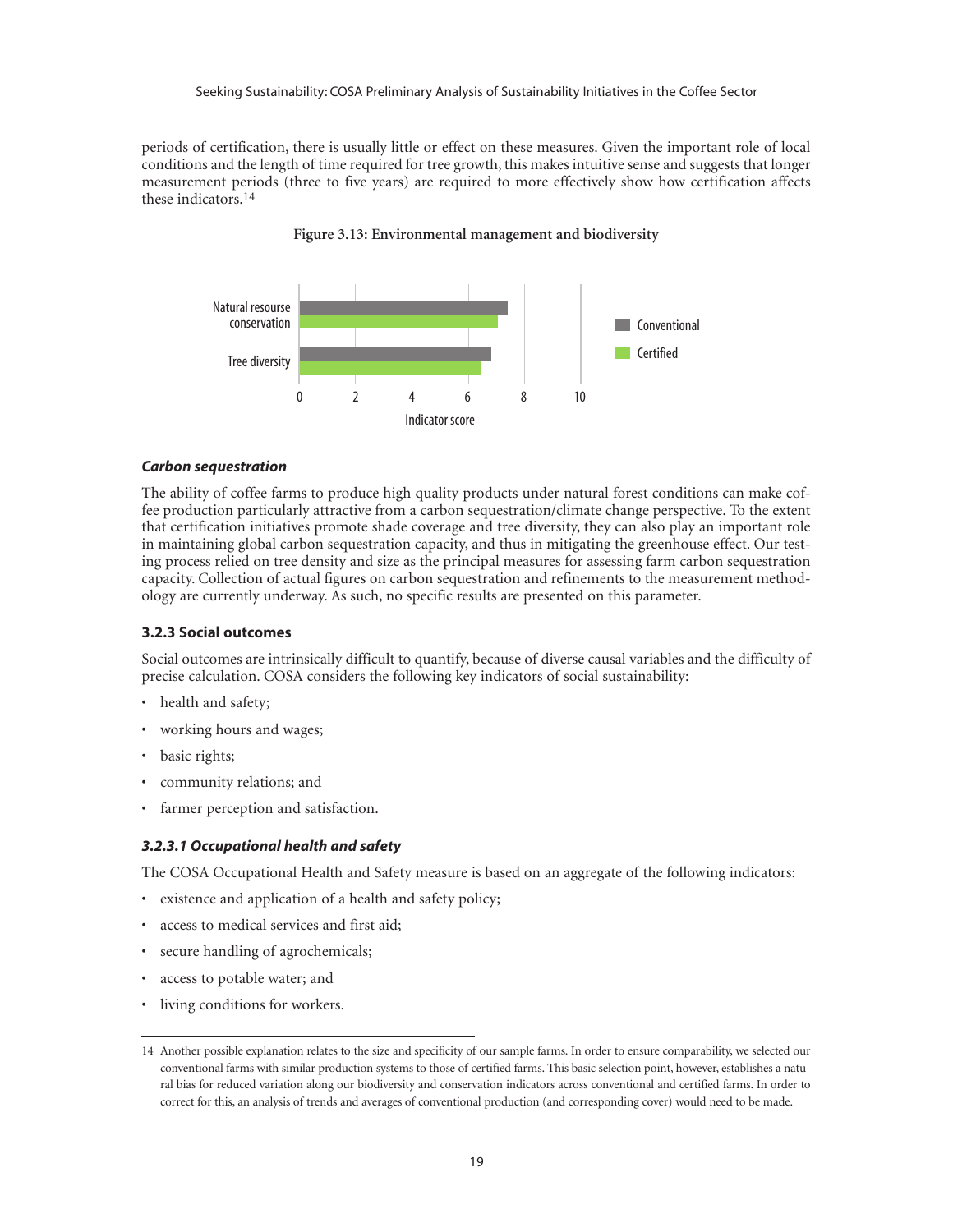periods of certification, there is usually little or effect on these measures. Given the important role of local conditions and the length of time required for tree growth, this makes intuitive sense and suggests that longer measurement periods (three to five years) are required to more effectively show how certification affects these indicators.[14]

**Figure 3.13: Environmental management and biodiversity**

### Carbon sequestration

The ability of coffee farms to produce high quality products under natural forest conditions can make coffee production particularly attractive from a carbon sequestration/climate change perspective. To the extent that certification initiatives promote shade coverage and tree diversity, they can also play an important role in maintaining global carbon sequestration capacity, and thus in mitigating the greenhouse effect. Our testing process relied on tree density and size as the principal measures for assessing farm carbon sequestration capacity. Collection of actual figures on carbon sequestration and refinements to the measurement methodology are currently underway. As such, no specific results are presented on this parameter.

### 3.2.3 Social outcomes

Social outcomes are intrinsically difficult to quantify, because of diverse causal variables and the difficulty of precise calculation. COSA considers the following key indicators of social sustainability:

- health and safety;
- working hours and wages;
- basic rights;
- community relations; and
- farmer perception and satisfaction.

#### *3.2.3.1 Occupational health and safety*

The COSA Occupational Health and Safety measure is based on an aggregate of the following indicators:

- existence and application of a health and safety policy;
- access to medical services and first aid;
- secure handling of agrochemicals;
- access to potable water; and
- living conditions for workers.

---

14 Another possible explanation relates to the size and specificity of our sample farms. In order to ensure comparability, we selected our conventional farms with similar production systems to those of certified farms. This basic selection point, however, establishes a natural bias for reduced variation along our biodiversity and conservation indicators across conventional and certified farms. In order to correct for this, an analysis of trends and averages of conventional production (and corresponding cover) would need to be made.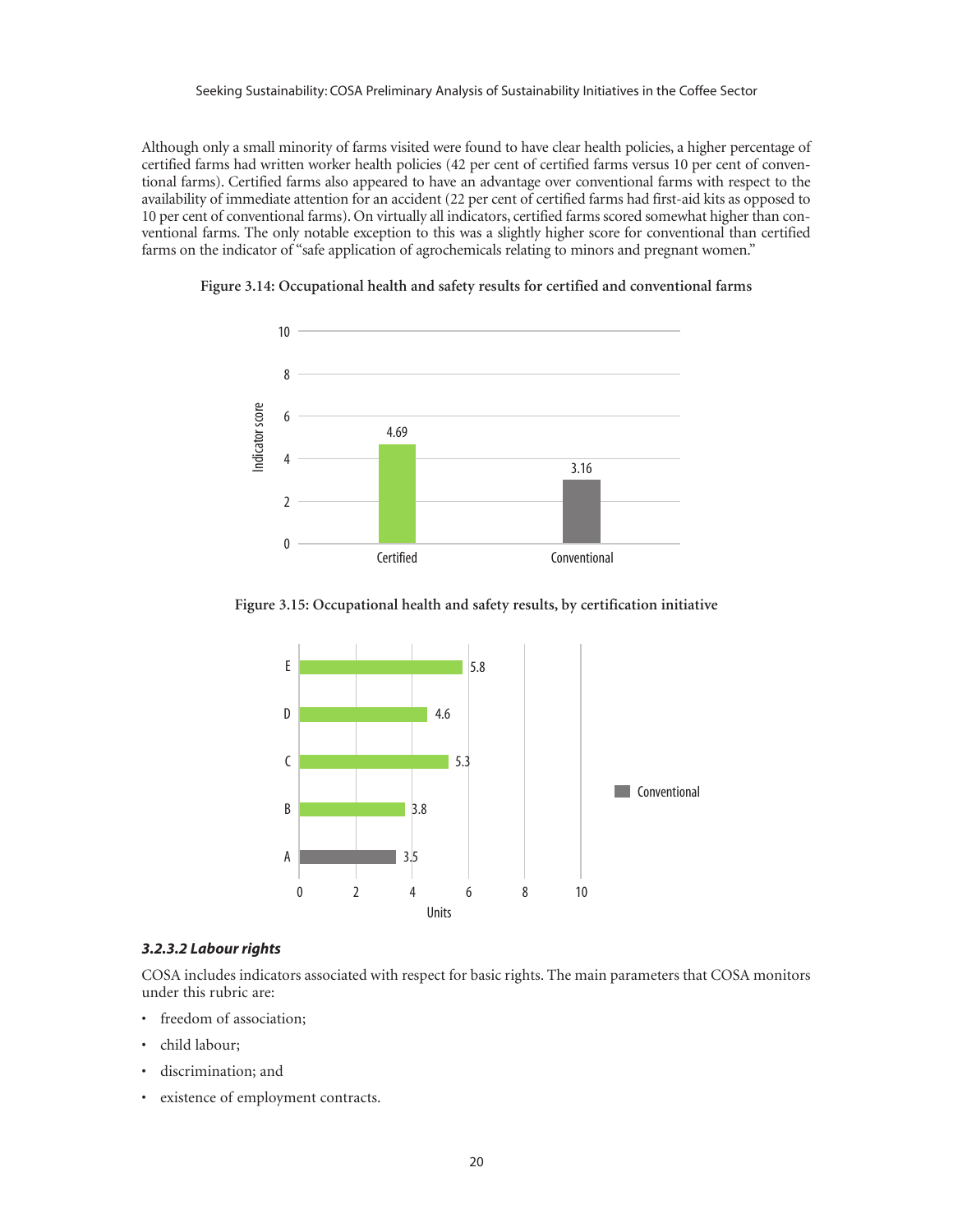Although only a small minority of farms visited were found to have clear health policies, a higher percentage of certified farms had written worker health policies (42 per cent of certified farms versus 10 per cent of conventional farms). Certified farms also appeared to have an advantage over conventional farms with respect to the availability of immediate attention for an accident (22 per cent of certified farms had first-aid kits as opposed to 10 per cent of conventional farms). On virtually all indicators, certified farms scored somewhat higher than conventional farms. The only notable exception to this was a slightly higher score for conventional than certified farms on the indicator of "safe application of agrochemicals relating to minors and pregnant women."

**Figure 3.14: Occupational health and safety results for certified and conventional farms**

| | Indicator score |
|---|---|
| Certified | 4.69 |
| Conventional | 3.16 |

**Figure 3.15: Occupational health and safety results, by certification initiative**

| | Units |
|---|---|
| E | 5.8 |
| D | 4.6 |
| C | 5.3 |
| B | 3.8 |
| A (Conventional) | 3.5 |

#### *3.2.3.2 Labour rights*

COSA includes indicators associated with respect for basic rights. The main parameters that COSA monitors under this rubric are:

- freedom of association;
- child labour;
- discrimination; and
- existence of employment contracts.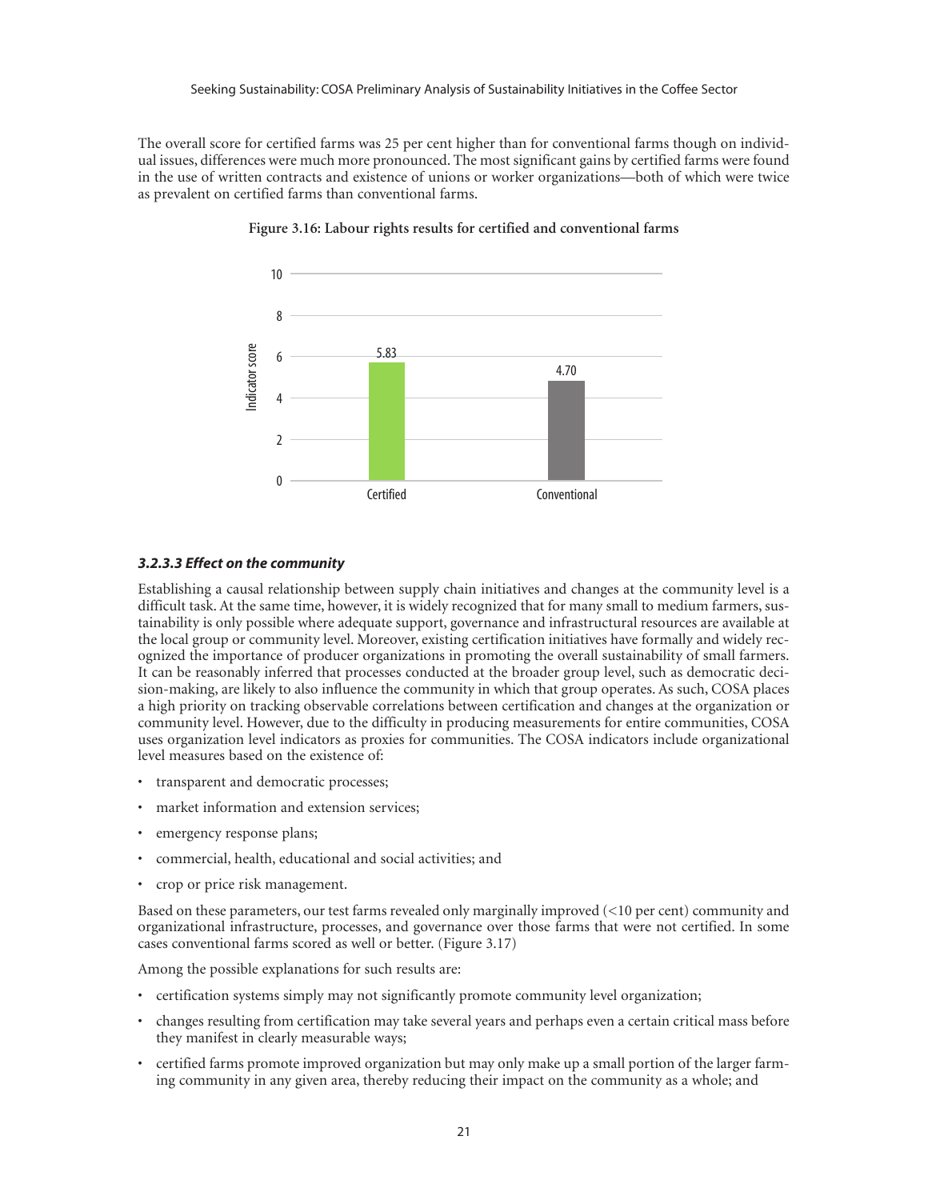The overall score for certified farms was 25 per cent higher than for conventional farms though on individual issues, differences were much more pronounced. The most significant gains by certified farms were found in the use of written contracts and existence of unions or worker organizations—both of which were twice as prevalent on certified farms than conventional farms.

**Figure 3.16: Labour rights results for certified and conventional farms**

| | Indicator score |
|---|---|
| Certified | 5.83 |
| Conventional | 4.70 |

#### *3.2.3.3 Effect on the community*

Establishing a causal relationship between supply chain initiatives and changes at the community level is a difficult task. At the same time, however, it is widely recognized that for many small to medium farmers, sustainability is only possible where adequate support, governance and infrastructural resources are available at the local group or community level. Moreover, existing certification initiatives have formally and widely recognized the importance of producer organizations in promoting the overall sustainability of small farmers. It can be reasonably inferred that processes conducted at the broader group level, such as democratic decision-making, are likely to also influence the community in which that group operates. As such, COSA places a high priority on tracking observable correlations between certification and changes at the organization or community level. However, due to the difficulty in producing measurements for entire communities, COSA uses organization level indicators as proxies for communities. The COSA indicators include organizational level measures based on the existence of:

- transparent and democratic processes;
- market information and extension services;
- emergency response plans;
- commercial, health, educational and social activities; and
- crop or price risk management.

Based on these parameters, our test farms revealed only marginally improved (<10 per cent) community and organizational infrastructure, processes, and governance over those farms that were not certified. In some cases conventional farms scored as well or better. (Figure 3.17)

Among the possible explanations for such results are:

- certification systems simply may not significantly promote community level organization;
- changes resulting from certification may take several years and perhaps even a certain critical mass before they manifest in clearly measurable ways;
- certified farms promote improved organization but may only make up a small portion of the larger farming community in any given area, thereby reducing their impact on the community as a whole; and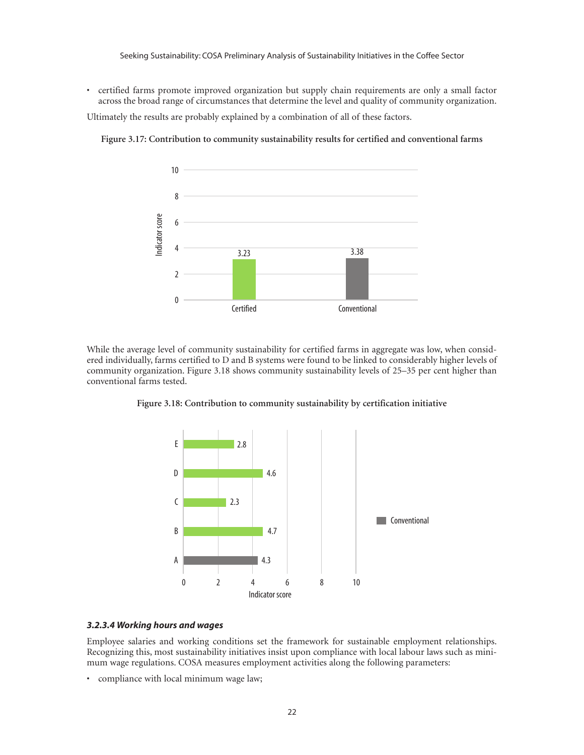- certified farms promote improved organization but supply chain requirements are only a small factor across the broad range of circumstances that determine the level and quality of community organization.

Ultimately the results are probably explained by a combination of all of these factors.

**Figure 3.17: Contribution to community sustainability results for certified and conventional farms**

| | Indicator score |
|---|---|
| Certified | 3.23 |
| Conventional | 3.38 |

While the average level of community sustainability for certified farms in aggregate was low, when considered individually, farms certified to D and B systems were found to be linked to considerably higher levels of community organization. Figure 3.18 shows community sustainability levels of 25–35 per cent higher than conventional farms tested.

**Figure 3.18: Contribution to community sustainability by certification initiative**

| | Indicator score |
|---|---|
| E | 2.8 |
| D | 4.6 |
| C | 2.3 |
| B | 4.7 |
| A (Conventional) | 4.3 |

#### *3.2.3.4 Working hours and wages*

Employee salaries and working conditions set the framework for sustainable employment relationships. Recognizing this, most sustainability initiatives insist upon compliance with local labour laws such as minimum wage regulations. COSA measures employment activities along the following parameters:

- compliance with local minimum wage law;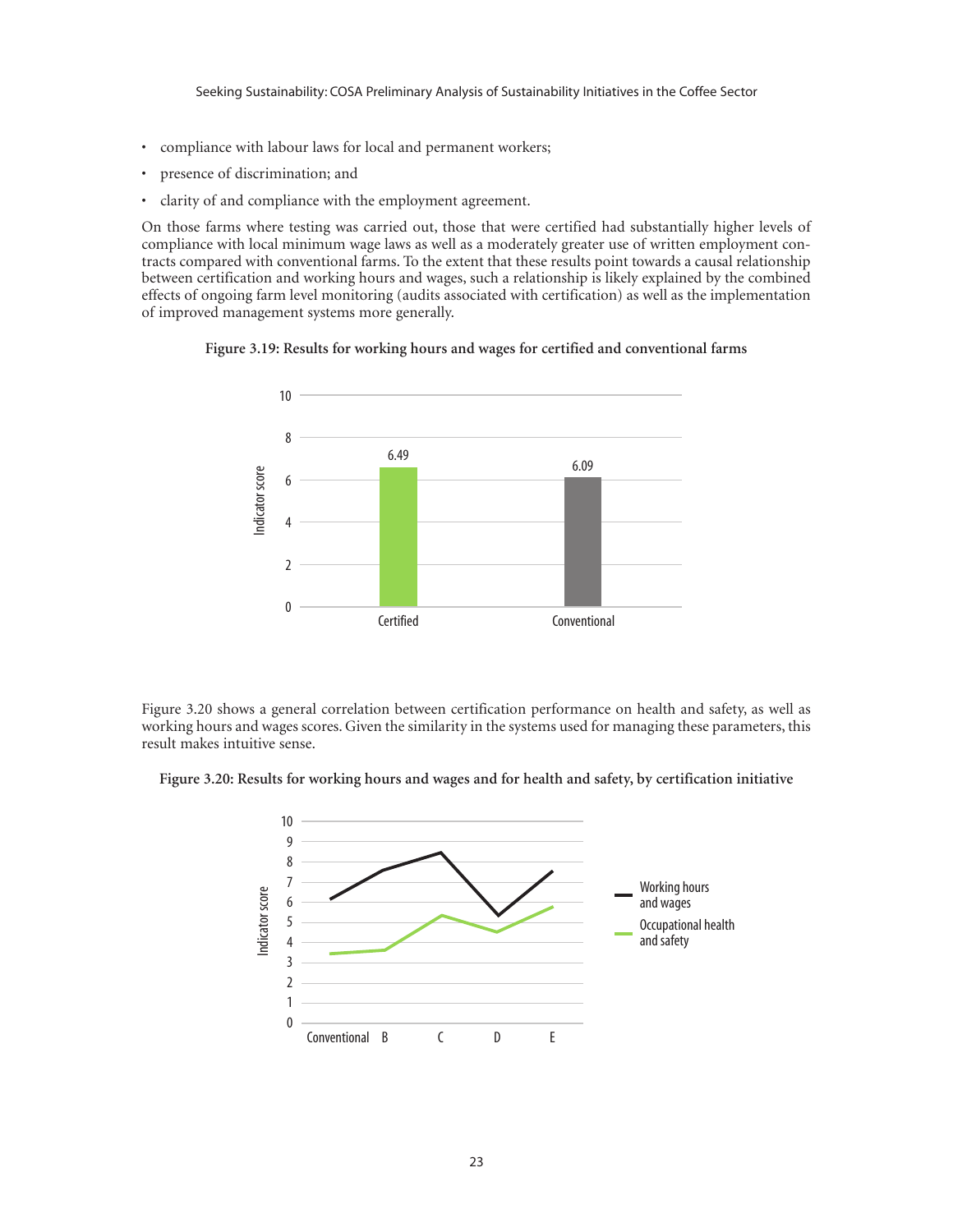- compliance with labour laws for local and permanent workers;
- presence of discrimination; and
- clarity of and compliance with the employment agreement.

On those farms where testing was carried out, those that were certified had substantially higher levels of compliance with local minimum wage laws as well as a moderately greater use of written employment contracts compared with conventional farms. To the extent that these results point towards a causal relationship between certification and working hours and wages, such a relationship is likely explained by the combined effects of ongoing farm level monitoring (audits associated with certification) as well as the implementation of improved management systems more generally.

**Figure 3.19: Results for working hours and wages for certified and conventional farms**

Figure 3.20 shows a general correlation between certification performance on health and safety, as well as working hours and wages scores. Given the similarity in the systems used for managing these parameters, this result makes intuitive sense.

**Figure 3.20: Results for working hours and wages and for health and safety, by certification initiative**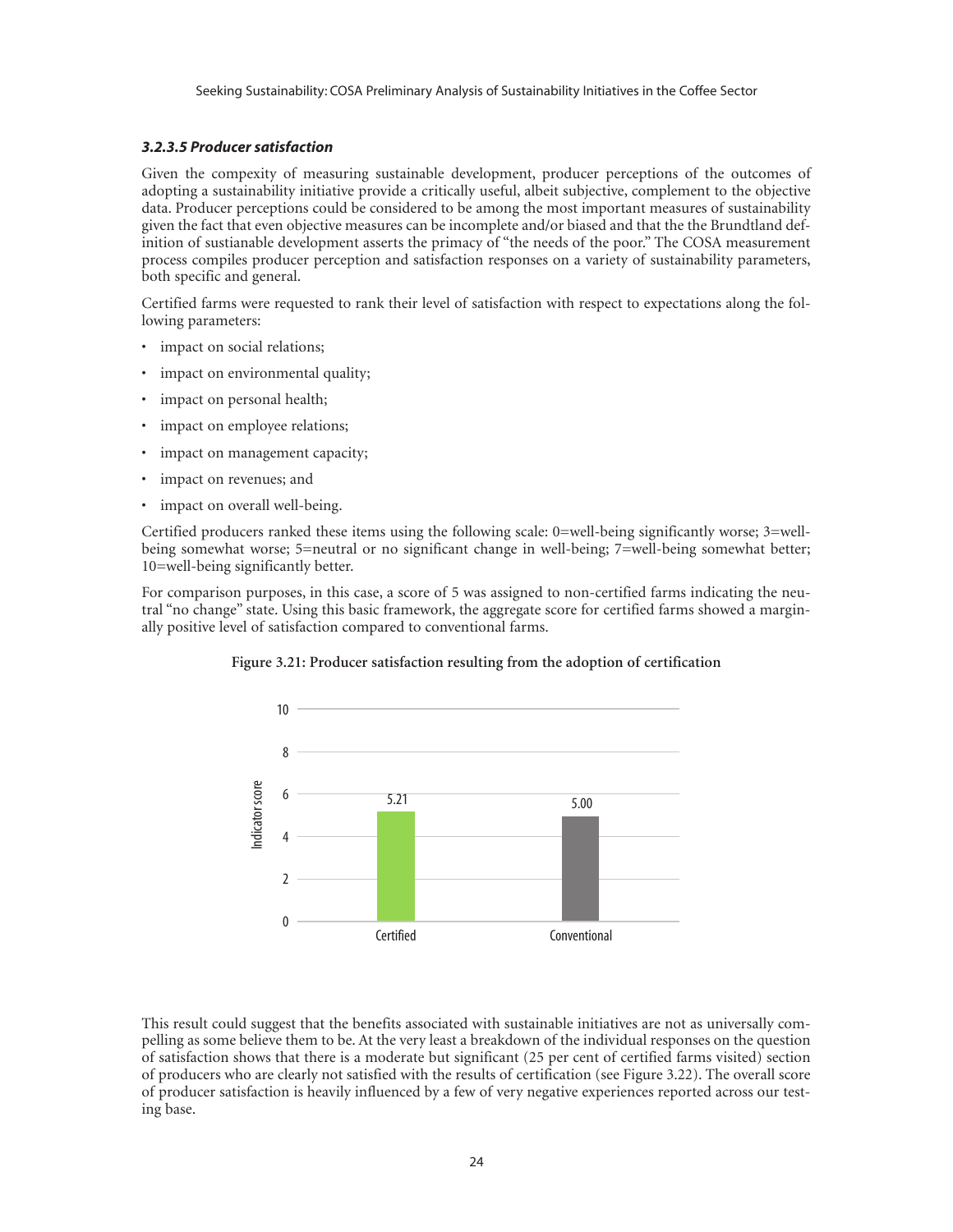#### *3.2.3.5 Producer satisfaction*

Given the compexity of measuring sustainable development, producer perceptions of the outcomes of adopting a sustainability initiative provide a critically useful, albeit subjective, complement to the objective data. Producer perceptions could be considered to be among the most important measures of sustainability given the fact that even objective measures can be incomplete and/or biased and that the the Brundtland definition of sustianable development asserts the primacy of "the needs of the poor." The COSA measurement process compiles producer perception and satisfaction responses on a variety of sustainability parameters, both specific and general.

Certified farms were requested to rank their level of satisfaction with respect to expectations along the following parameters:

- impact on social relations;
- impact on environmental quality;
- impact on personal health;
- impact on employee relations;
- impact on management capacity;
- impact on revenues; and
- impact on overall well-being.

Certified producers ranked these items using the following scale: 0=well-being significantly worse; 3=well-being somewhat worse; 5=neutral or no significant change in well-being; 7=well-being somewhat better; 10=well-being significantly better.

For comparison purposes, in this case, a score of 5 was assigned to non-certified farms indicating the neutral "no change" state. Using this basic framework, the aggregate score for certified farms showed a marginally positive level of satisfaction compared to conventional farms.

**Figure 3.21: Producer satisfaction resulting from the adoption of certification**

| | Indicator score |
|---|---|
| Certified | 5.21 |
| Conventional | 5.00 |

This result could suggest that the benefits associated with sustainable initiatives are not as universally compelling as some believe them to be. At the very least a breakdown of the individual responses on the question of satisfaction shows that there is a moderate but significant (25 per cent of certified farms visited) section of producers who are clearly not satisfied with the results of certification (see Figure 3.22). The overall score of producer satisfaction is heavily influenced by a few of very negative experiences reported across our testing base.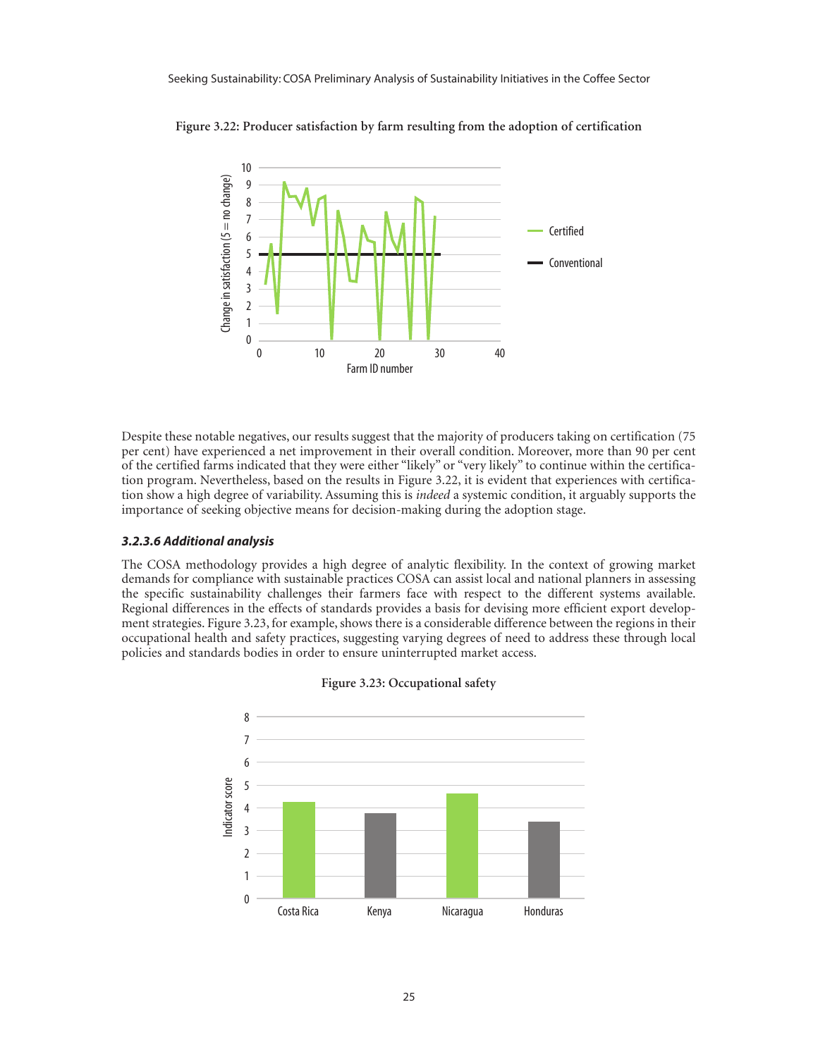**Figure 3.22: Producer satisfaction by farm resulting from the adoption of certification**

Despite these notable negatives, our results suggest that the majority of producers taking on certification (75 per cent) have experienced a net improvement in their overall condition. Moreover, more than 90 per cent of the certified farms indicated that they were either "likely" or "very likely" to continue within the certification program. Nevertheless, based on the results in Figure 3.22, it is evident that experiences with certification show a high degree of variability. Assuming this is *indeed* a systemic condition, it arguably supports the importance of seeking objective means for decision-making during the adoption stage.

#### *3.2.3.6 Additional analysis*

The COSA methodology provides a high degree of analytic flexibility. In the context of growing market demands for compliance with sustainable practices COSA can assist local and national planners in assessing the specific sustainability challenges their farmers face with respect to the different systems available. Regional differences in the effects of standards provides a basis for devising more efficient export development strategies. Figure 3.23, for example, shows there is a considerable difference between the regions in their occupational health and safety practices, suggesting varying degrees of need to address these through local policies and standards bodies in order to ensure uninterrupted market access.

**Figure 3.23: Occupational safety**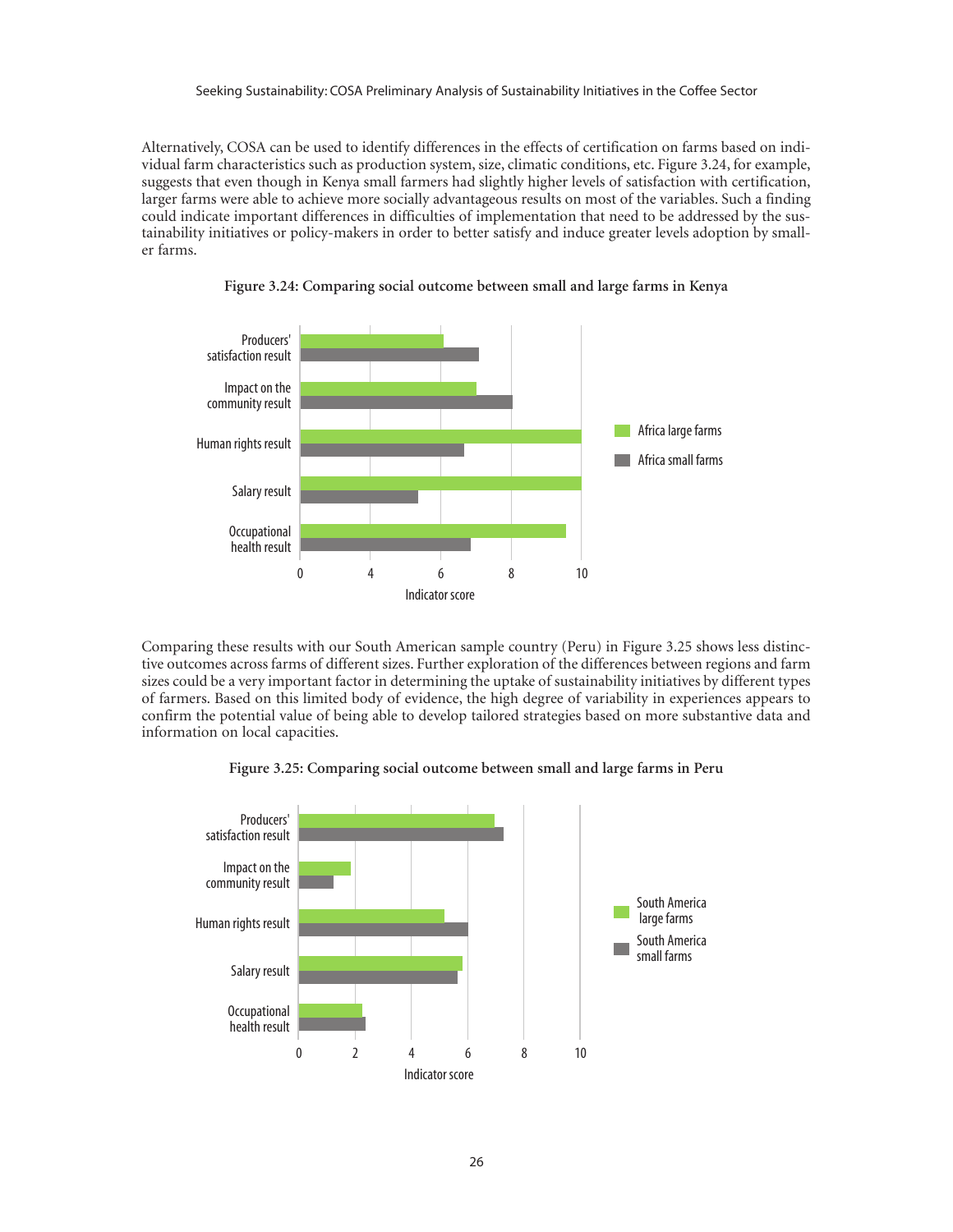Alternatively, COSA can be used to identify differences in the effects of certification on farms based on individual farm characteristics such as production system, size, climatic conditions, etc. Figure 3.24, for example, suggests that even though in Kenya small farmers had slightly higher levels of satisfaction with certification, larger farms were able to achieve more socially advantageous results on most of the variables. Such a finding could indicate important differences in difficulties of implementation that need to be addressed by the sustainability initiatives or policy-makers in order to better satisfy and induce greater levels adoption by smaller farms.

**Figure 3.24: Comparing social outcome between small and large farms in Kenya**

Comparing these results with our South American sample country (Peru) in Figure 3.25 shows less distinctive outcomes across farms of different sizes. Further exploration of the differences between regions and farm sizes could be a very important factor in determining the uptake of sustainability initiatives by different types of farmers. Based on this limited body of evidence, the high degree of variability in experiences appears to confirm the potential value of being able to develop tailored strategies based on more substantive data and information on local capacities.

**Figure 3.25: Comparing social outcome between small and large farms in Peru**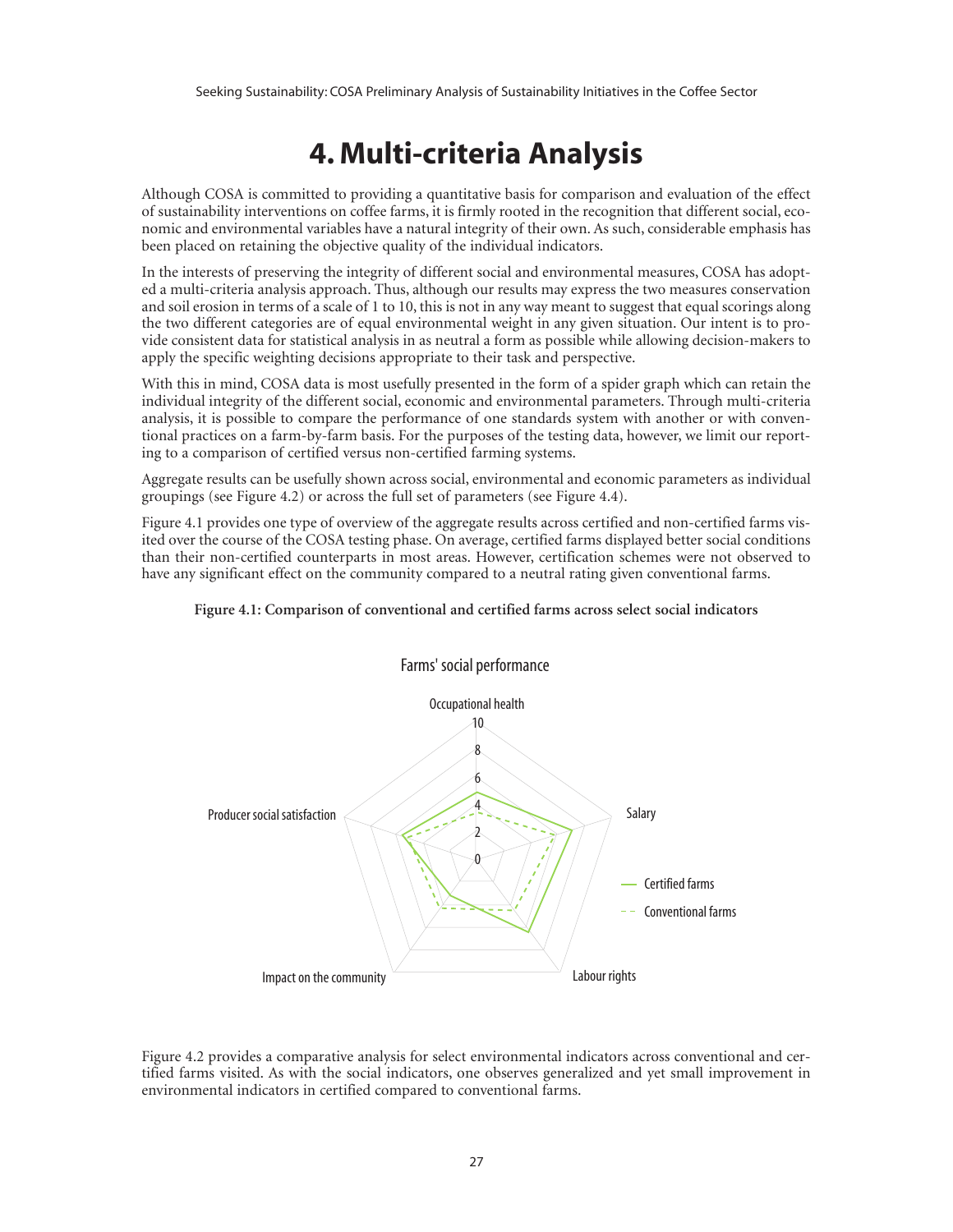# 4. Multi-criteria Analysis

Although COSA is committed to providing a quantitative basis for comparison and evaluation of the effect of sustainability interventions on coffee farms, it is firmly rooted in the recognition that different social, economic and environmental variables have a natural integrity of their own. As such, considerable emphasis has been placed on retaining the objective quality of the individual indicators.

In the interests of preserving the integrity of different social and environmental measures, COSA has adopted a multi-criteria analysis approach. Thus, although our results may express the two measures conservation and soil erosion in terms of a scale of 1 to 10, this is not in any way meant to suggest that equal scorings along the two different categories are of equal environmental weight in any given situation. Our intent is to provide consistent data for statistical analysis in as neutral a form as possible while allowing decision-makers to apply the specific weighting decisions appropriate to their task and perspective.

With this in mind, COSA data is most usefully presented in the form of a spider graph which can retain the individual integrity of the different social, economic and environmental parameters. Through multi-criteria analysis, it is possible to compare the performance of one standards system with another or with conventional practices on a farm-by-farm basis. For the purposes of the testing data, however, we limit our reporting to a comparison of certified versus non-certified farming systems.

Aggregate results can be usefully shown across social, environmental and economic parameters as individual groupings (see Figure 4.2) or across the full set of parameters (see Figure 4.4).

Figure 4.1 provides one type of overview of the aggregate results across certified and non-certified farms visited over the course of the COSA testing phase. On average, certified farms displayed better social conditions than their non-certified counterparts in most areas. However, certification schemes were not observed to have any significant effect on the community compared to a neutral rating given conventional farms.

**Figure 4.1: Comparison of conventional and certified farms across select social indicators**

Farms' social performance

Occupational health, Salary, Labour rights, Impact on the community, Producer social satisfaction

Certified farms — Conventional farms

Figure 4.2 provides a comparative analysis for select environmental indicators across conventional and certified farms visited. As with the social indicators, one observes generalized and yet small improvement in environmental indicators in certified compared to conventional farms.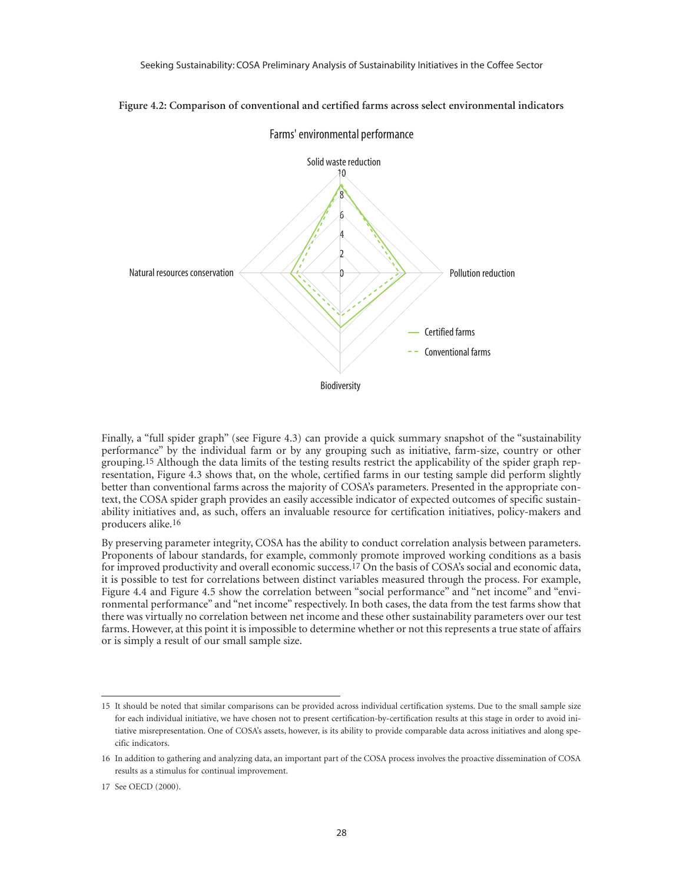**Figure 4.2: Comparison of conventional and certified farms across select environmental indicators**

Farms' environmental performance

Solid waste reduction

Natural resources conservation

Pollution reduction

Biodiversity

Certified farms

Conventional farms

Finally, a "full spider graph" (see Figure 4.3) can provide a quick summary snapshot of the "sustainability performance" by the individual farm or by any grouping such as initiative, farm-size, country or other grouping.[15] Although the data limits of the testing results restrict the applicability of the spider graph representation, Figure 4.3 shows that, on the whole, certified farms in our testing sample did perform slightly better than conventional farms across the majority of COSA's parameters. Presented in the appropriate context, the COSA spider graph provides an easily accessible indicator of expected outcomes of specific sustainability initiatives and, as such, offers an invaluable resource for certification initiatives, policy-makers and producers alike.[16]

By preserving parameter integrity, COSA has the ability to conduct correlation analysis between parameters. Proponents of labour standards, for example, commonly promote improved working conditions as a basis for improved productivity and overall economic success.[17] On the basis of COSA's social and economic data, it is possible to test for correlations between distinct variables measured through the process. For example, Figure 4.4 and Figure 4.5 show the correlation between "social performance" and "net income" and "environmental performance" and "net income" respectively. In both cases, the data from the test farms show that there was virtually no correlation between net income and these other sustainability parameters over our test farms. However, at this point it is impossible to determine whether or not this represents a true state of affairs or is simply a result of our small sample size.

---

15 It should be noted that similar comparisons can be provided across individual certification systems. Due to the small sample size for each individual initiative, we have chosen not to present certification-by-certification results at this stage in order to avoid initiative misrepresentation. One of COSA's assets, however, is its ability to provide comparable data across initiatives and along specific indicators.

16 In addition to gathering and analyzing data, an important part of the COSA process involves the proactive dissemination of COSA results as a stimulus for continual improvement.

17 See OECD (2000).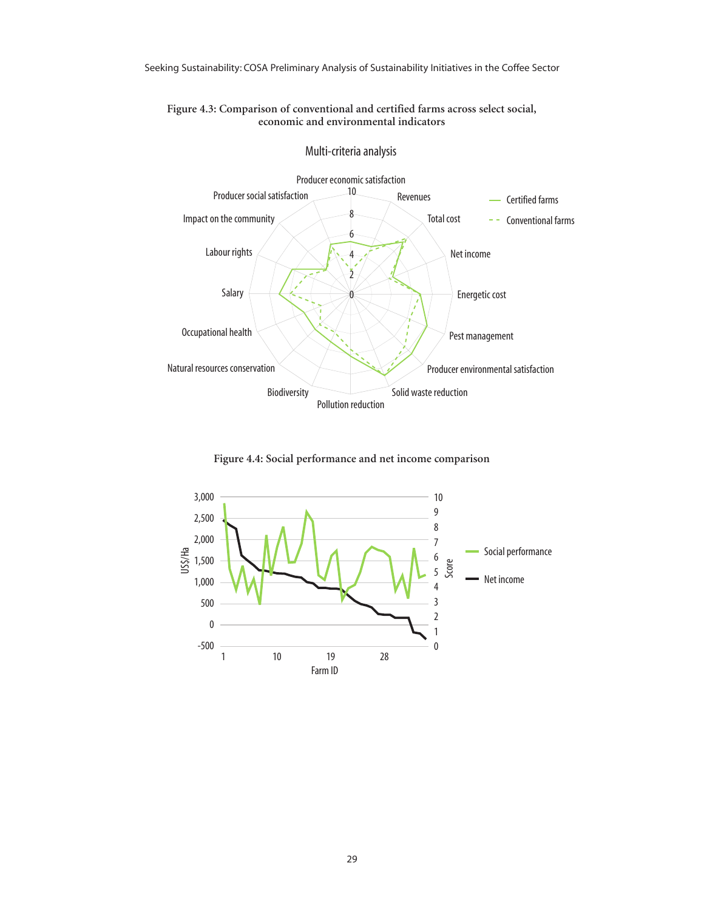**Figure 4.3: Comparison of conventional and certified farms across select social, economic and environmental indicators**

**Figure 4.4: Social performance and net income comparison**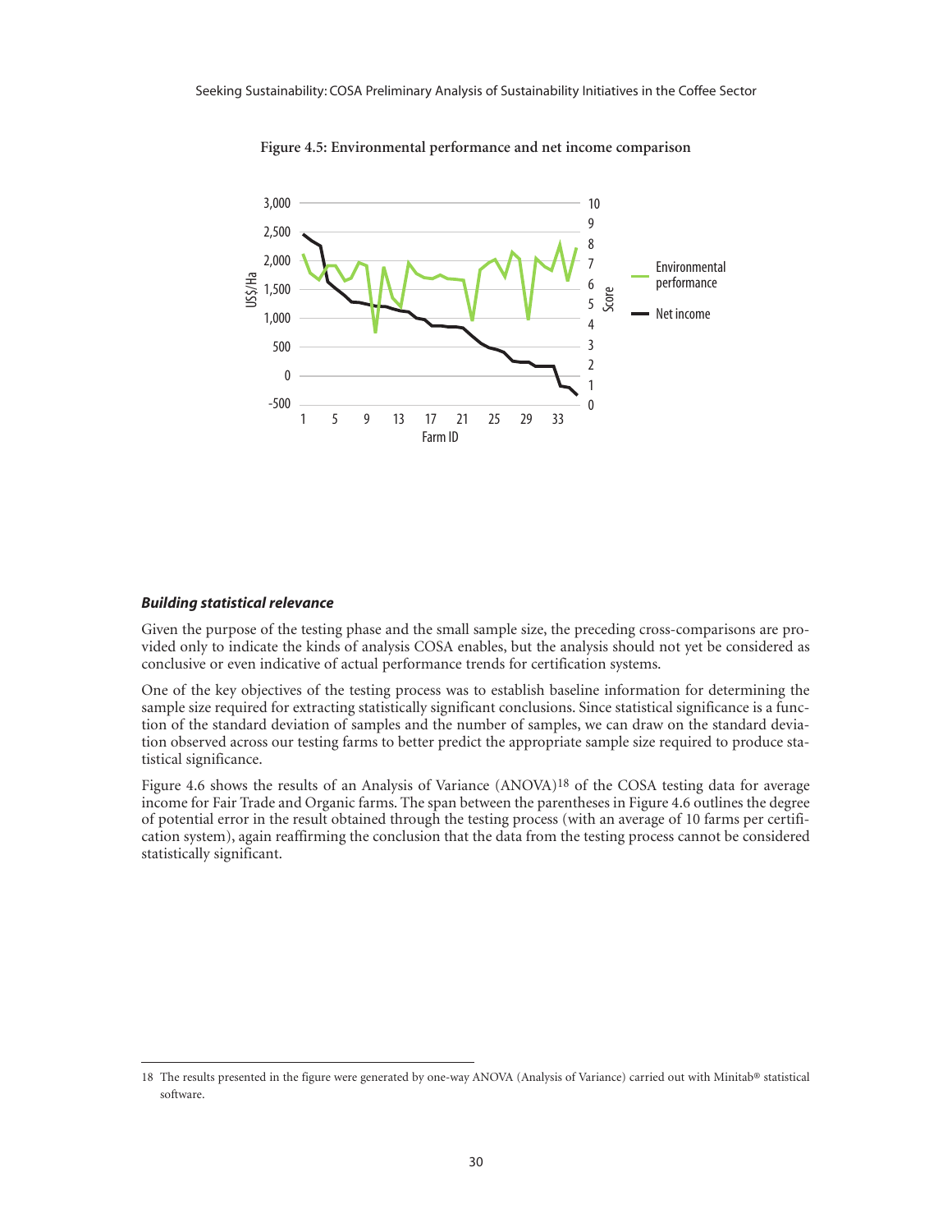**Figure 4.5: Environmental performance and net income comparison**

***Building statistical relevance***

Given the purpose of the testing phase and the small sample size, the preceding cross-comparisons are provided only to indicate the kinds of analysis COSA enables, but the analysis should not yet be considered as conclusive or even indicative of actual performance trends for certification systems.

One of the key objectives of the testing process was to establish baseline information for determining the sample size required for extracting statistically significant conclusions. Since statistical significance is a function of the standard deviation of samples and the number of samples, we can draw on the standard deviation observed across our testing farms to better predict the appropriate sample size required to produce statistical significance.

Figure 4.6 shows the results of an Analysis of Variance (ANOVA)[18] of the COSA testing data for average income for Fair Trade and Organic farms. The span between the parentheses in Figure 4.6 outlines the degree of potential error in the result obtained through the testing process (with an average of 10 farms per certification system), again reaffirming the conclusion that the data from the testing process cannot be considered statistically significant.

---

18 The results presented in the figure were generated by one-way ANOVA (Analysis of Variance) carried out with Minitab® statistical software.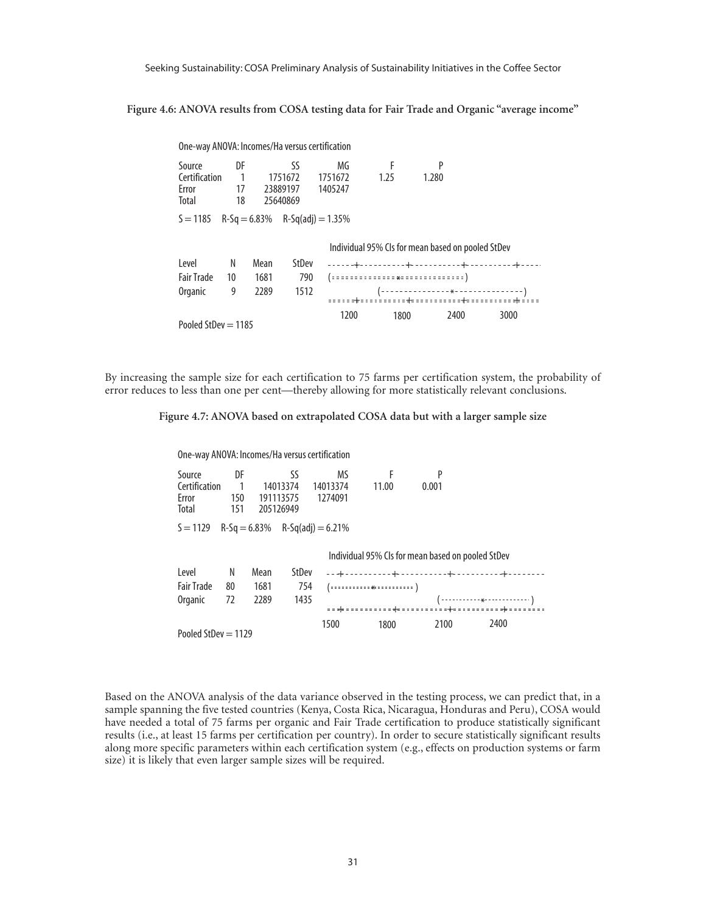**Figure 4.6: ANOVA results from COSA testing data for Fair Trade and Organic "average income"**

```
One-way ANOVA: Incomes/Ha versus certification

Source         DF        SS          MG         F        P
Certification   1     1751672     1751672     1.25     1.280
Error          17    23889197     1405247
Total          18    25640869

S = 1185    R-Sq = 6.83%    R-Sq(adj) = 1.35%

                                   Individual 95% CIs for mean based on pooled StDev
Level        N     Mean    StDev   ------+----------+----------+----------+----
Fair Trade  10     1681      790   (==============*==============)
Organic      9     2289     1512              (---------------*---------------)
                                   =====+==========+==========+==========+====
                                      1200       1800       2400       3000
Pooled StDev = 1185
```

By increasing the sample size for each certification to 75 farms per certification system, the probability of error reduces to less than one per cent—thereby allowing for more statistically relevant conclusions.

**Figure 4.7: ANOVA based on extrapolated COSA data but with a larger sample size**

```
One-way ANOVA: Incomes/Ha versus certification

Source         DF        SS          MS          F        P
Certification   1     14013374    14013374    11.00     0.001
Error         150    191113575     1274091
Total         151    205126949

S = 1129    R-Sq = 6.83%    R-Sq(adj) = 6.21%

                                   Individual 95% CIs for mean based on pooled StDev
Level        N     Mean    StDev   --+----------+----------+----------+--------
Fair Trade  80     1681      754   (===========*==========)
Organic     72     2289     1435                               (-----------*------------)
                                   ==+==========+==========+==========+========
                                   1500       1800       2100       2400
Pooled StDev = 1129
```

Based on the ANOVA analysis of the data variance observed in the testing process, we can predict that, in a sample spanning the five tested countries (Kenya, Costa Rica, Nicaragua, Honduras and Peru), COSA would have needed a total of 75 farms per organic and Fair Trade certification to produce statistically significant results (i.e., at least 15 farms per certification per country). In order to secure statistically significant results along more specific parameters within each certification system (e.g., effects on production systems or farm size) it is likely that even larger sample sizes will be required.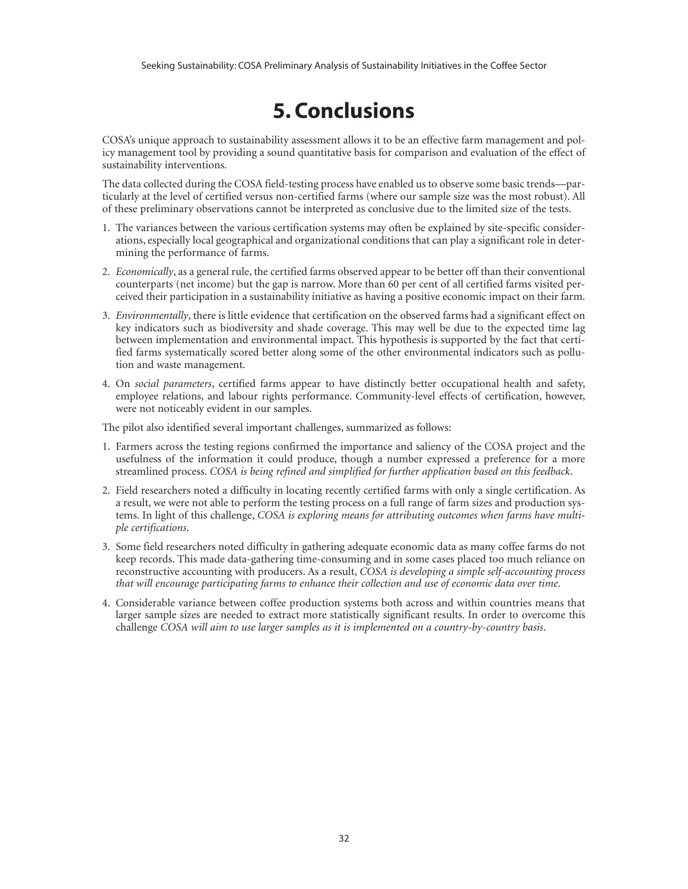# 5. Conclusions

COSA's unique approach to sustainability assessment allows it to be an effective farm management and policy management tool by providing a sound quantitative basis for comparison and evaluation of the effect of sustainability interventions.

The data collected during the COSA field-testing process have enabled us to observe some basic trends—particularly at the level of certified versus non-certified farms (where our sample size was the most robust). All of these preliminary observations cannot be interpreted as conclusive due to the limited size of the tests.

1. The variances between the various certification systems may often be explained by site-specific considerations, especially local geographical and organizational conditions that can play a significant role in determining the performance of farms.
2. *Economically*, as a general rule, the certified farms observed appear to be better off than their conventional counterparts (net income) but the gap is narrow. More than 60 per cent of all certified farms visited perceived their participation in a sustainability initiative as having a positive economic impact on their farm.
3. *Environmentally*, there is little evidence that certification on the observed farms had a significant effect on key indicators such as biodiversity and shade coverage. This may well be due to the expected time lag between implementation and environmental impact. This hypothesis is supported by the fact that certified farms systematically scored better along some of the other environmental indicators such as pollution and waste management.
4. On *social parameters*, certified farms appear to have distinctly better occupational health and safety, employee relations, and labour rights performance. Community-level effects of certification, however, were not noticeably evident in our samples.

The pilot also identified several important challenges, summarized as follows:

1. Farmers across the testing regions confirmed the importance and saliency of the COSA project and the usefulness of the information it could produce, though a number expressed a preference for a more streamlined process. *COSA is being refined and simplified for further application based on this feedback.*
2. Field researchers noted a difficulty in locating recently certified farms with only a single certification. As a result, we were not able to perform the testing process on a full range of farm sizes and production systems. In light of this challenge, *COSA is exploring means for attributing outcomes when farms have multiple certifications.*
3. Some field researchers noted difficulty in gathering adequate economic data as many coffee farms do not keep records. This made data-gathering time-consuming and in some cases placed too much reliance on reconstructive accounting with producers. As a result, *COSA is developing a simple self-accounting process that will encourage participating farms to enhance their collection and use of economic data over time.*
4. Considerable variance between coffee production systems both across and within countries means that larger sample sizes are needed to extract more statistically significant results. In order to overcome this challenge *COSA will aim to use larger samples as it is implemented on a country-by-country basis.*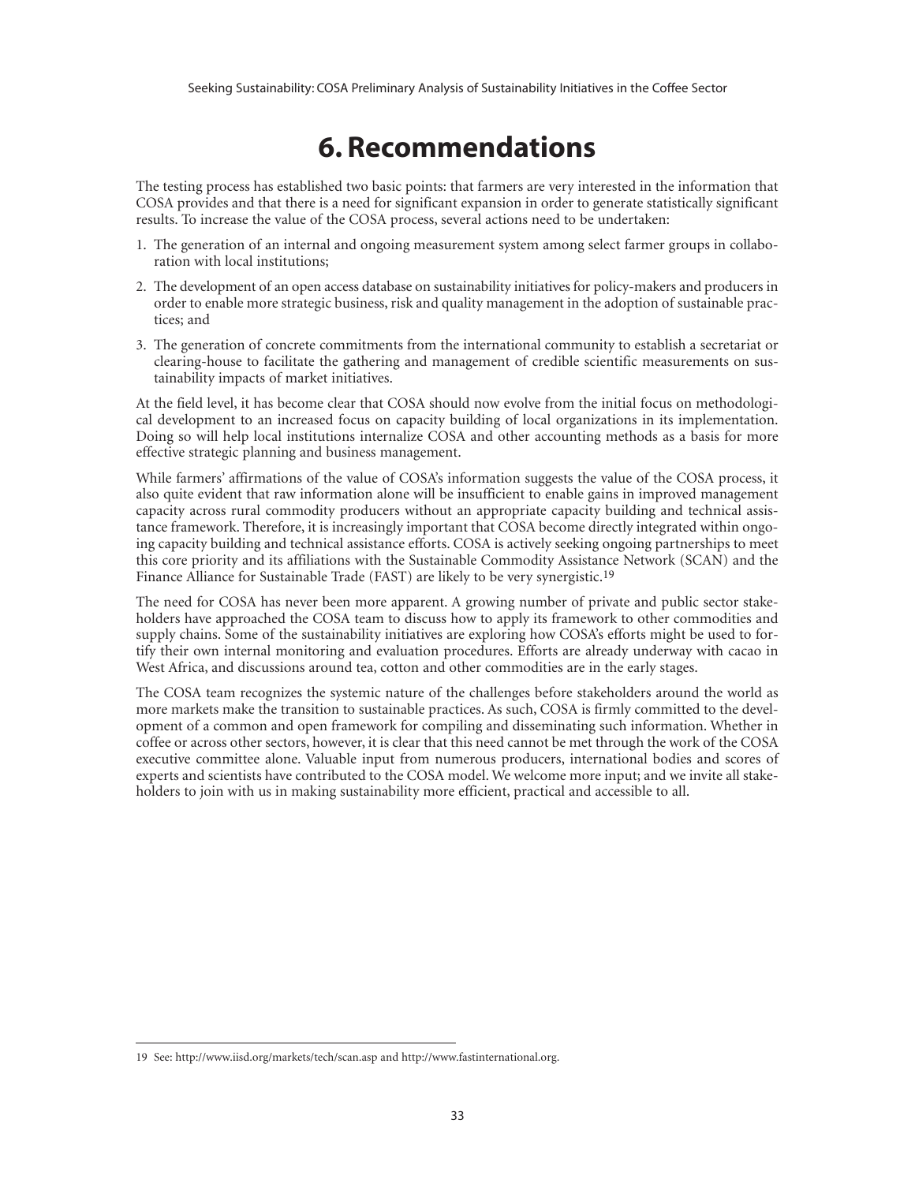# 6. Recommendations

The testing process has established two basic points: that farmers are very interested in the information that COSA provides and that there is a need for significant expansion in order to generate statistically significant results. To increase the value of the COSA process, several actions need to be undertaken:

1. The generation of an internal and ongoing measurement system among select farmer groups in collaboration with local institutions;
2. The development of an open access database on sustainability initiatives for policy-makers and producers in order to enable more strategic business, risk and quality management in the adoption of sustainable practices; and
3. The generation of concrete commitments from the international community to establish a secretariat or clearing-house to facilitate the gathering and management of credible scientific measurements on sustainability impacts of market initiatives.

At the field level, it has become clear that COSA should now evolve from the initial focus on methodological development to an increased focus on capacity building of local organizations in its implementation. Doing so will help local institutions internalize COSA and other accounting methods as a basis for more effective strategic planning and business management.

While farmers' affirmations of the value of COSA's information suggests the value of the COSA process, it also quite evident that raw information alone will be insufficient to enable gains in improved management capacity across rural commodity producers without an appropriate capacity building and technical assistance framework. Therefore, it is increasingly important that COSA become directly integrated within ongoing capacity building and technical assistance efforts. COSA is actively seeking ongoing partnerships to meet this core priority and its affiliations with the Sustainable Commodity Assistance Network (SCAN) and the Finance Alliance for Sustainable Trade (FAST) are likely to be very synergistic.[19]

The need for COSA has never been more apparent. A growing number of private and public sector stakeholders have approached the COSA team to discuss how to apply its framework to other commodities and supply chains. Some of the sustainability initiatives are exploring how COSA's efforts might be used to fortify their own internal monitoring and evaluation procedures. Efforts are already underway with cacao in West Africa, and discussions around tea, cotton and other commodities are in the early stages.

The COSA team recognizes the systemic nature of the challenges before stakeholders around the world as more markets make the transition to sustainable practices. As such, COSA is firmly committed to the development of a common and open framework for compiling and disseminating such information. Whether in coffee or across other sectors, however, it is clear that this need cannot be met through the work of the COSA executive committee alone. Valuable input from numerous producers, international bodies and scores of experts and scientists have contributed to the COSA model. We welcome more input; and we invite all stakeholders to join with us in making sustainability more efficient, practical and accessible to all.

---

19 See: http://www.iisd.org/markets/tech/scan.asp and http://www.fastinternational.org.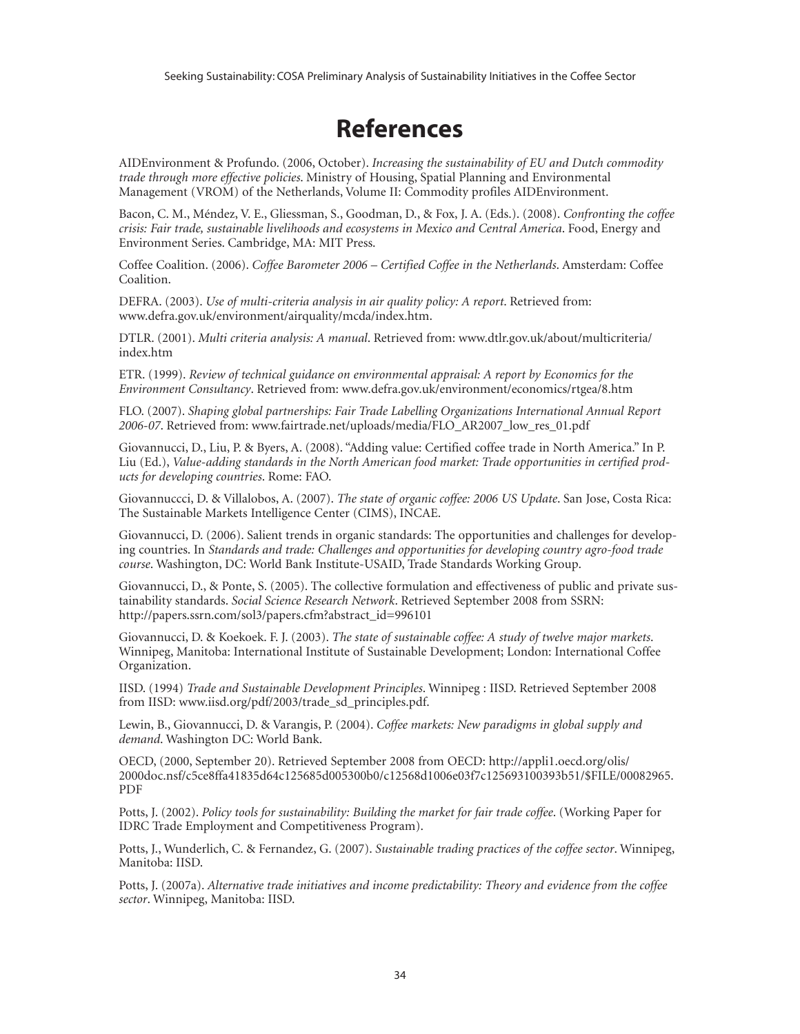# References

AIDEnvironment & Profundo. (2006, October). *Increasing the sustainability of EU and Dutch commodity trade through more effective policies*. Ministry of Housing, Spatial Planning and Environmental Management (VROM) of the Netherlands, Volume II: Commodity profiles AIDEnvironment.

Bacon, C. M., Méndez, V. E., Gliessman, S., Goodman, D., & Fox, J. A. (Eds.). (2008). *Confronting the coffee crisis: Fair trade, sustainable livelihoods and ecosystems in Mexico and Central America*. Food, Energy and Environment Series. Cambridge, MA: MIT Press.

Coffee Coalition. (2006). *Coffee Barometer 2006 – Certified Coffee in the Netherlands*. Amsterdam: Coffee Coalition.

DEFRA. (2003). *Use of multi-criteria analysis in air quality policy: A report*. Retrieved from: www.defra.gov.uk/environment/airquality/mcda/index.htm.

DTLR. (2001). *Multi criteria analysis: A manual*. Retrieved from: www.dtlr.gov.uk/about/multicriteria/index.htm

ETR. (1999). *Review of technical guidance on environmental appraisal: A report by Economics for the Environment Consultancy*. Retrieved from: www.defra.gov.uk/environment/economics/rtgea/8.htm

FLO. (2007). *Shaping global partnerships: Fair Trade Labelling Organizations International Annual Report 2006-07*. Retrieved from: www.fairtrade.net/uploads/media/FLO_AR2007_low_res_01.pdf

Giovannucci, D., Liu, P. & Byers, A. (2008). "Adding value: Certified coffee trade in North America." In P. Liu (Ed.), *Value-adding standards in the North American food market: Trade opportunities in certified products for developing countries*. Rome: FAO.

Giovannuccci, D. & Villalobos, A. (2007). *The state of organic coffee: 2006 US Update*. San Jose, Costa Rica: The Sustainable Markets Intelligence Center (CIMS), INCAE.

Giovannucci, D. (2006). Salient trends in organic standards: The opportunities and challenges for developing countries. In *Standards and trade: Challenges and opportunities for developing country agro-food trade course*. Washington, DC: World Bank Institute-USAID, Trade Standards Working Group.

Giovannucci, D., & Ponte, S. (2005). The collective formulation and effectiveness of public and private sustainability standards. *Social Science Research Network*. Retrieved September 2008 from SSRN: http://papers.ssrn.com/sol3/papers.cfm?abstract_id=996101

Giovannucci, D. & Koekoek. F. J. (2003). *The state of sustainable coffee: A study of twelve major markets*. Winnipeg, Manitoba: International Institute of Sustainable Development; London: International Coffee Organization.

IISD. (1994) *Trade and Sustainable Development Principles*. Winnipeg : IISD. Retrieved September 2008 from IISD: www.iisd.org/pdf/2003/trade_sd_principles.pdf.

Lewin, B., Giovannucci, D. & Varangis, P. (2004). *Coffee markets: New paradigms in global supply and demand*. Washington DC: World Bank.

OECD, (2000, September 20). Retrieved September 2008 from OECD: http://appli1.oecd.org/olis/2000doc.nsf/c5ce8ffa41835d64c125685d005300b0/c12568d1006e03f7c125693100393b51/$FILE/00082965.PDF

Potts, J. (2002). *Policy tools for sustainability: Building the market for fair trade coffee*. (Working Paper for IDRC Trade Employment and Competitiveness Program).

Potts, J., Wunderlich, C. & Fernandez, G. (2007). *Sustainable trading practices of the coffee sector*. Winnipeg, Manitoba: IISD.

Potts, J. (2007a). *Alternative trade initiatives and income predictability: Theory and evidence from the coffee sector*. Winnipeg, Manitoba: IISD.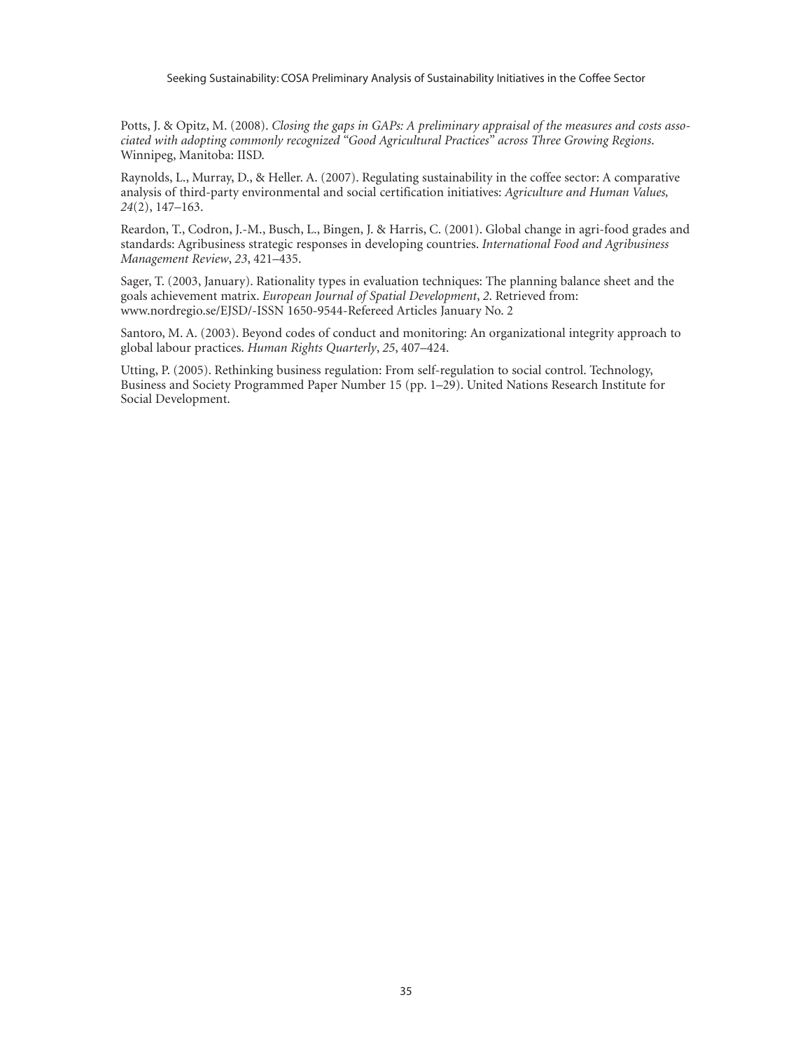Potts, J. & Opitz, M. (2008). *Closing the gaps in GAPs: A preliminary appraisal of the measures and costs associated with adopting commonly recognized "Good Agricultural Practices" across Three Growing Regions*. Winnipeg, Manitoba: IISD.

Raynolds, L., Murray, D., & Heller. A. (2007). Regulating sustainability in the coffee sector: A comparative analysis of third-party environmental and social certification initiatives: *Agriculture and Human Values, 24*(2), 147–163.

Reardon, T., Codron, J.-M., Busch, L., Bingen, J. & Harris, C. (2001). Global change in agri-food grades and standards: Agribusiness strategic responses in developing countries. *International Food and Agribusiness Management Review*, *23*, 421–435.

Sager, T. (2003, January). Rationality types in evaluation techniques: The planning balance sheet and the goals achievement matrix. *European Journal of Spatial Development*, *2*. Retrieved from: www.nordregio.se/EJSD/-ISSN 1650-9544-Refereed Articles January No. 2

Santoro, M. A. (2003). Beyond codes of conduct and monitoring: An organizational integrity approach to global labour practices. *Human Rights Quarterly*, *25*, 407–424.

Utting, P. (2005). Rethinking business regulation: From self-regulation to social control. Technology, Business and Society Programmed Paper Number 15 (pp. 1–29). United Nations Research Institute for Social Development.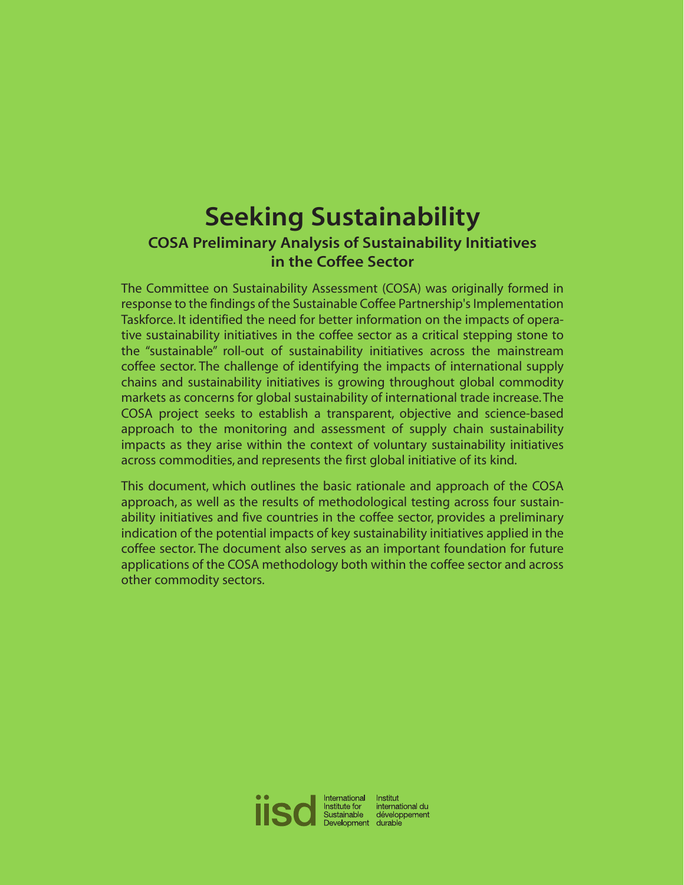# Seeking Sustainability

## COSA Preliminary Analysis of Sustainability Initiatives in the Coffee Sector

The Committee on Sustainability Assessment (COSA) was originally formed in response to the findings of the Sustainable Coffee Partnership's Implementation Taskforce. It identified the need for better information on the impacts of operative sustainability initiatives in the coffee sector as a critical stepping stone to the "sustainable" roll-out of sustainability initiatives across the mainstream coffee sector. The challenge of identifying the impacts of international supply chains and sustainability initiatives is growing throughout global commodity markets as concerns for global sustainability of international trade increase. The COSA project seeks to establish a transparent, objective and science-based approach to the monitoring and assessment of supply chain sustainability impacts as they arise within the context of voluntary sustainability initiatives across commodities, and represents the first global initiative of its kind.

This document, which outlines the basic rationale and approach of the COSA approach, as well as the results of methodological testing across four sustainability initiatives and five countries in the coffee sector, provides a preliminary indication of the potential impacts of key sustainability initiatives applied in the coffee sector. The document also serves as an important foundation for future applications of the COSA methodology both within the coffee sector and across other commodity sectors.

iisd International Institute for Sustainable Development | Institut international du développement durable